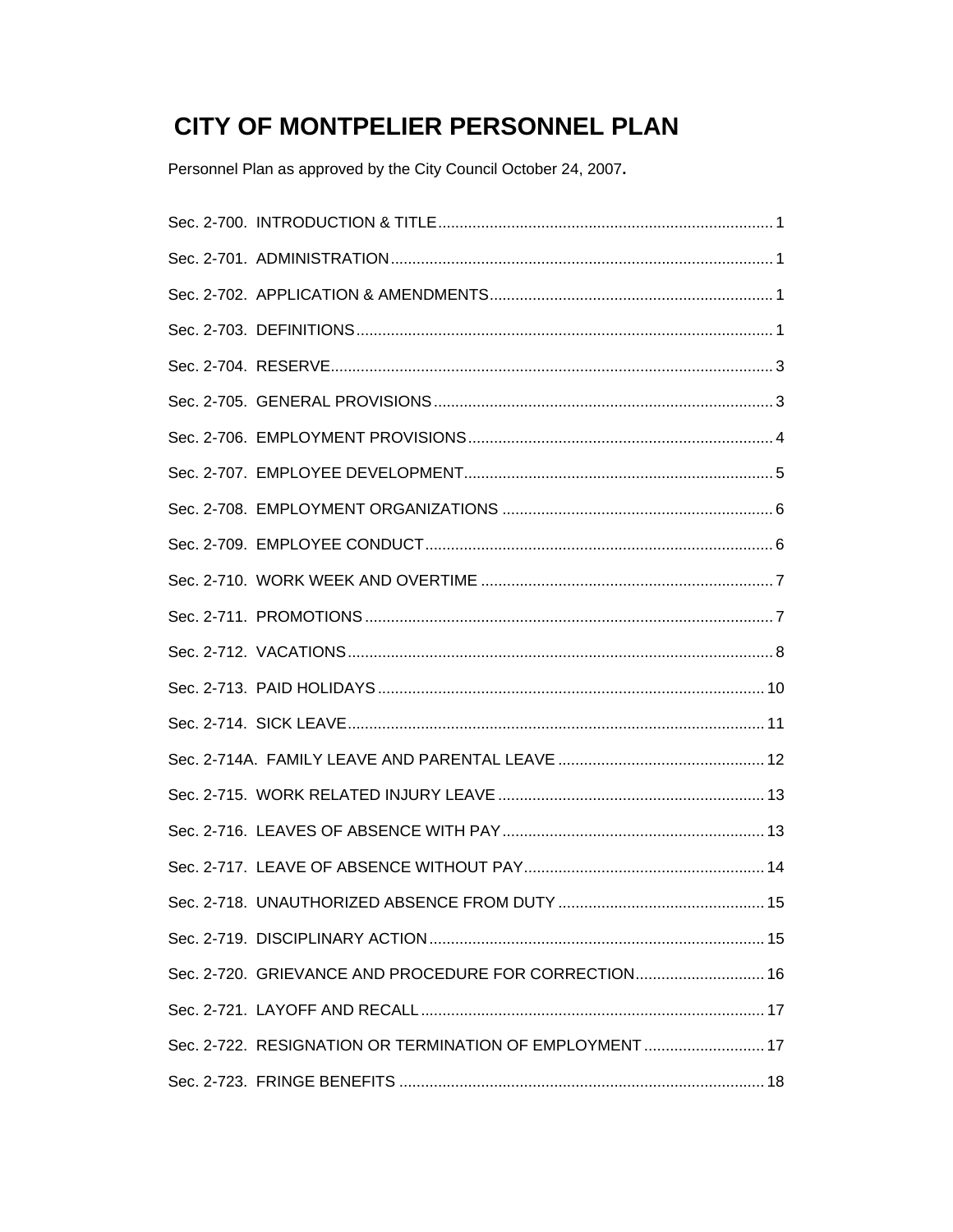# CITY OF MONTPELIER PERSONNEL PLAN

Personnel Plan as approved by the City Council October 24, 2007**.**

Sec. 2-700. INTRODUCTION & TITLE .......... 1

Sec. 2-701. ADMINISTRATION .......... 1

Sec. 2-702. APPLICATION & AMENDMENTS .......... 1

Sec. 2-703. DEFINITIONS .......... 1

Sec. 2-704. RESERVE .......... 3

Sec. 2-705. GENERAL PROVISIONS .......... 3

Sec. 2-706. EMPLOYMENT PROVISIONS .......... 4

Sec. 2-707. EMPLOYEE DEVELOPMENT .......... 5

Sec. 2-708. EMPLOYMENT ORGANIZATIONS .......... 6

Sec. 2-709. EMPLOYEE CONDUCT .......... 6

Sec. 2-710. WORK WEEK AND OVERTIME .......... 7

Sec. 2-711. PROMOTIONS .......... 7

Sec. 2-712. VACATIONS .......... 8

Sec. 2-713. PAID HOLIDAYS .......... 10

Sec. 2-714. SICK LEAVE .......... 11

Sec. 2-714A. FAMILY LEAVE AND PARENTAL LEAVE .......... 12

Sec. 2-715. WORK RELATED INJURY LEAVE .......... 13

Sec. 2-716. LEAVES OF ABSENCE WITH PAY .......... 13

Sec. 2-717. LEAVE OF ABSENCE WITHOUT PAY .......... 14

Sec. 2-718. UNAUTHORIZED ABSENCE FROM DUTY .......... 15

Sec. 2-719. DISCIPLINARY ACTION .......... 15

Sec. 2-720. GRIEVANCE AND PROCEDURE FOR CORRECTION .......... 16

Sec. 2-721. LAYOFF AND RECALL .......... 17

Sec. 2-722. RESIGNATION OR TERMINATION OF EMPLOYMENT .......... 17

Sec. 2-723. FRINGE BENEFITS .......... 18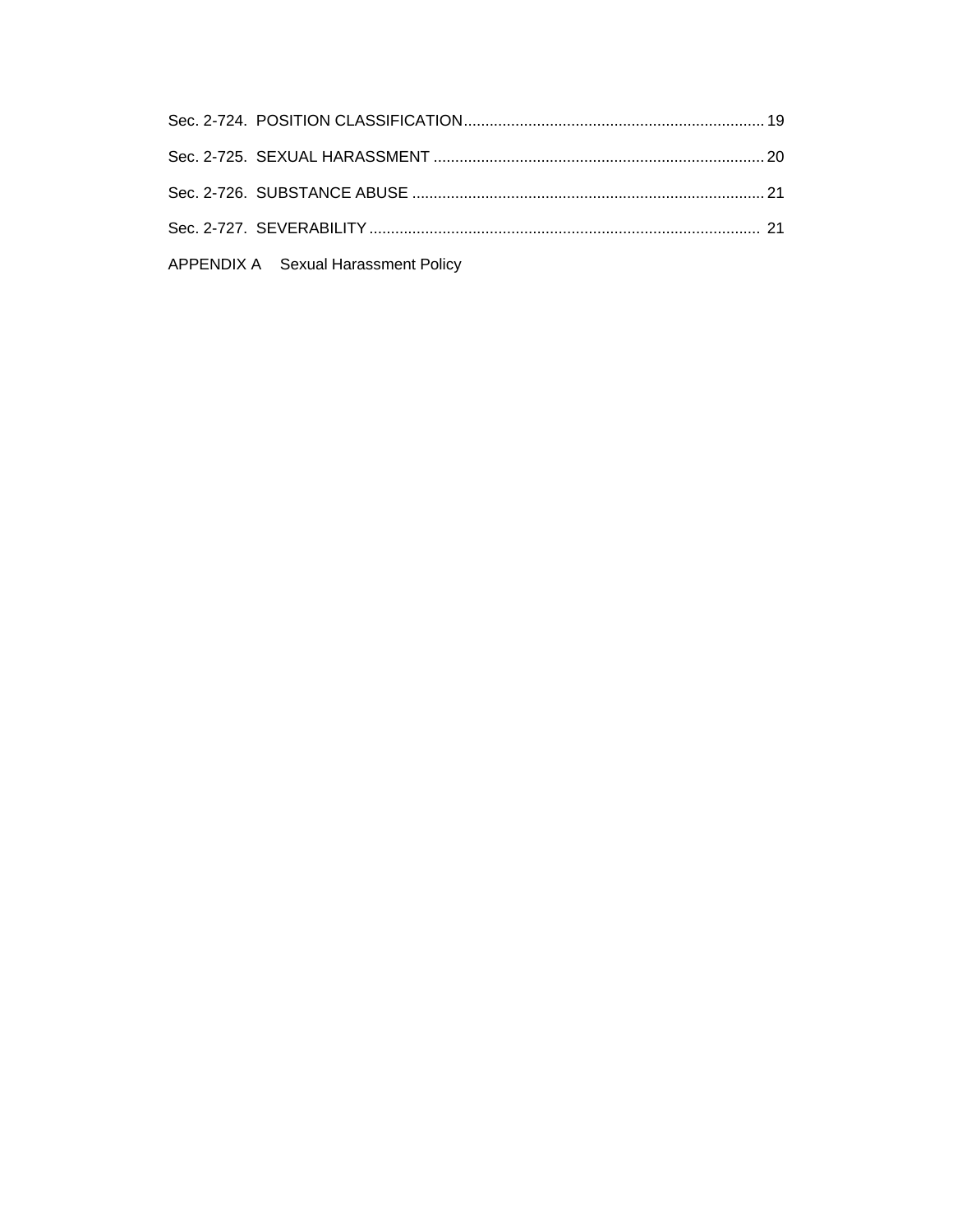Sec. 2-724. POSITION CLASSIFICATION ...................................................................... 19

Sec. 2-725. SEXUAL HARASSMENT ............................................................................ 20

Sec. 2-726. SUBSTANCE ABUSE ................................................................................. 21

Sec. 2-727. SEVERABILITY .......................................................................................... 21

APPENDIX A Sexual Harassment Policy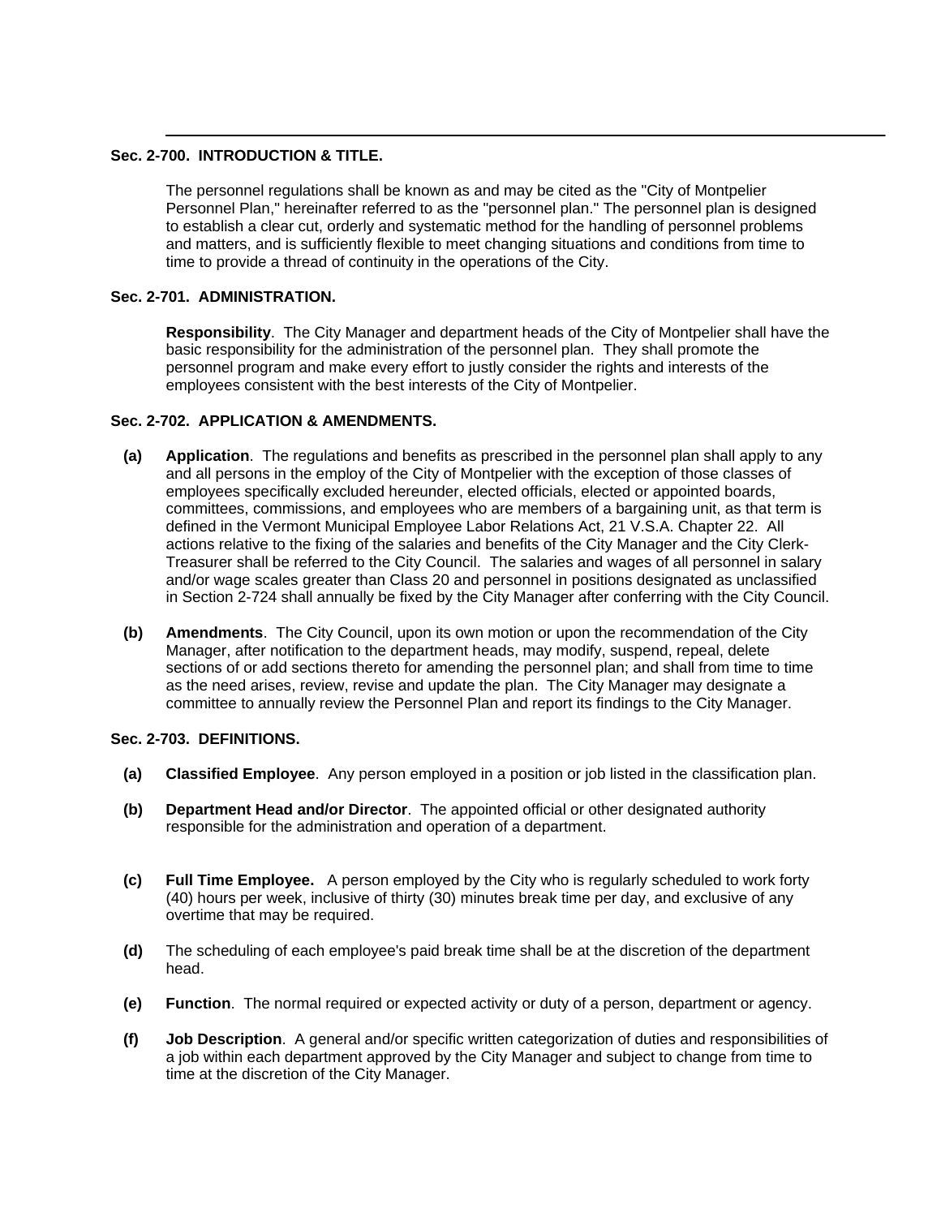## Sec. 2-700. INTRODUCTION & TITLE.

The personnel regulations shall be known as and may be cited as the "City of Montpelier Personnel Plan," hereinafter referred to as the "personnel plan." The personnel plan is designed to establish a clear cut, orderly and systematic method for the handling of personnel problems and matters, and is sufficiently flexible to meet changing situations and conditions from time to time to provide a thread of continuity in the operations of the City.

## Sec. 2-701. ADMINISTRATION.

**Responsibility**. The City Manager and department heads of the City of Montpelier shall have the basic responsibility for the administration of the personnel plan. They shall promote the personnel program and make every effort to justly consider the rights and interests of the employees consistent with the best interests of the City of Montpelier.

## Sec. 2-702. APPLICATION & AMENDMENTS.

**(a)** **Application**. The regulations and benefits as prescribed in the personnel plan shall apply to any and all persons in the employ of the City of Montpelier with the exception of those classes of employees specifically excluded hereunder, elected officials, elected or appointed boards, committees, commissions, and employees who are members of a bargaining unit, as that term is defined in the Vermont Municipal Employee Labor Relations Act, 21 V.S.A. Chapter 22. All actions relative to the fixing of the salaries and benefits of the City Manager and the City Clerk-Treasurer shall be referred to the City Council. The salaries and wages of all personnel in salary and/or wage scales greater than Class 20 and personnel in positions designated as unclassified in Section 2-724 shall annually be fixed by the City Manager after conferring with the City Council.

**(b)** **Amendments**. The City Council, upon its own motion or upon the recommendation of the City Manager, after notification to the department heads, may modify, suspend, repeal, delete sections of or add sections thereto for amending the personnel plan; and shall from time to time as the need arises, review, revise and update the plan. The City Manager may designate a committee to annually review the Personnel Plan and report its findings to the City Manager.

## Sec. 2-703. DEFINITIONS.

**(a)** **Classified Employee**. Any person employed in a position or job listed in the classification plan.

**(b)** **Department Head and/or Director**. The appointed official or other designated authority responsible for the administration and operation of a department.

**(c)** **Full Time Employee.** A person employed by the City who is regularly scheduled to work forty (40) hours per week, inclusive of thirty (30) minutes break time per day, and exclusive of any overtime that may be required.

**(d)** The scheduling of each employee's paid break time shall be at the discretion of the department head.

**(e)** **Function**. The normal required or expected activity or duty of a person, department or agency.

**(f)** **Job Description**. A general and/or specific written categorization of duties and responsibilities of a job within each department approved by the City Manager and subject to change from time to time at the discretion of the City Manager.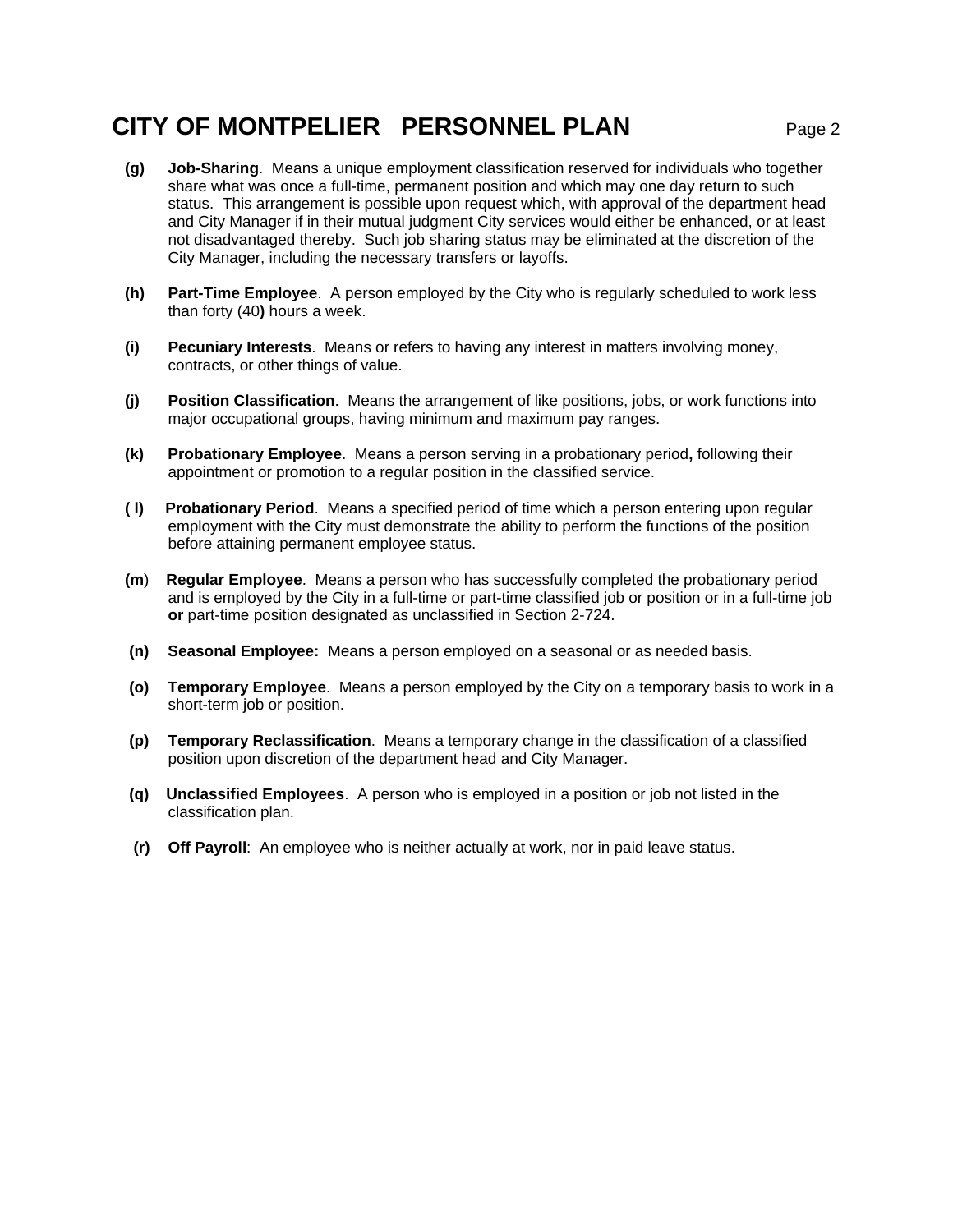**(g) Job-Sharing**. Means a unique employment classification reserved for individuals who together share what was once a full-time, permanent position and which may one day return to such status. This arrangement is possible upon request which, with approval of the department head and City Manager if in their mutual judgment City services would either be enhanced, or at least not disadvantaged thereby. Such job sharing status may be eliminated at the discretion of the City Manager, including the necessary transfers or layoffs.

**(h) Part-Time Employee**. A person employed by the City who is regularly scheduled to work less than forty (40**)** hours a week.

**(i) Pecuniary Interests**. Means or refers to having any interest in matters involving money, contracts, or other things of value.

**(j) Position Classification**. Means the arrangement of like positions, jobs, or work functions into major occupational groups, having minimum and maximum pay ranges.

**(k) Probationary Employee**. Means a person serving in a probationary period**,** following their appointment or promotion to a regular position in the classified service.

**( l) Probationary Period**. Means a specified period of time which a person entering upon regular employment with the City must demonstrate the ability to perform the functions of the position before attaining permanent employee status.

**(m**) **Regular Employee**. Means a person who has successfully completed the probationary period and is employed by the City in a full-time or part-time classified job or position or in a full-time job **or** part-time position designated as unclassified in Section 2-724.

**(n) Seasonal Employee:** Means a person employed on a seasonal or as needed basis.

**(o) Temporary Employee**. Means a person employed by the City on a temporary basis to work in a short-term job or position.

**(p) Temporary Reclassification**. Means a temporary change in the classification of a classified position upon discretion of the department head and City Manager.

**(q) Unclassified Employees**. A person who is employed in a position or job not listed in the classification plan.

**(r) Off Payroll**: An employee who is neither actually at work, nor in paid leave status.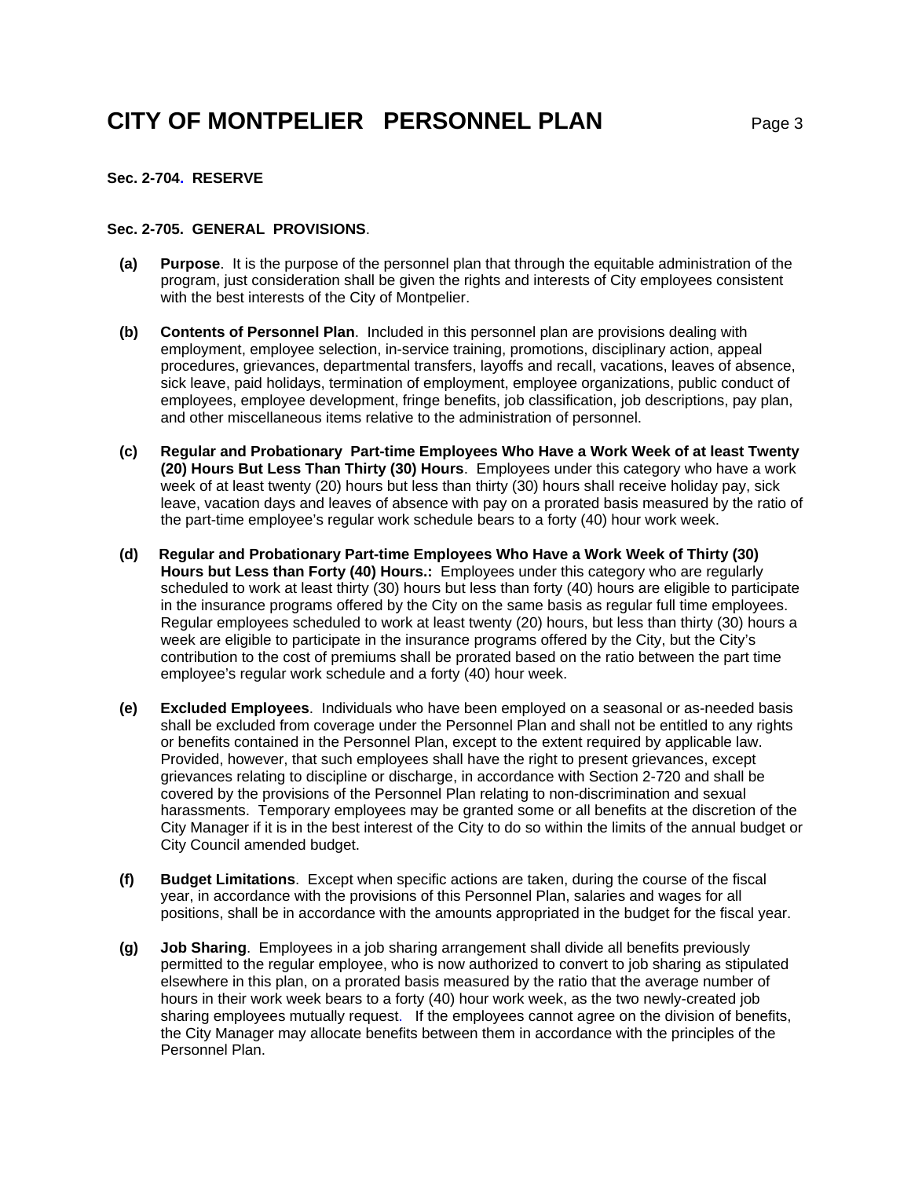**Sec. 2-704. RESERVE**

**Sec. 2-705. GENERAL PROVISIONS**.

**(a) Purpose**. It is the purpose of the personnel plan that through the equitable administration of the program, just consideration shall be given the rights and interests of City employees consistent with the best interests of the City of Montpelier.

**(b) Contents of Personnel Plan**. Included in this personnel plan are provisions dealing with employment, employee selection, in-service training, promotions, disciplinary action, appeal procedures, grievances, departmental transfers, layoffs and recall, vacations, leaves of absence, sick leave, paid holidays, termination of employment, employee organizations, public conduct of employees, employee development, fringe benefits, job classification, job descriptions, pay plan, and other miscellaneous items relative to the administration of personnel.

**(c) Regular and Probationary Part-time Employees Who Have a Work Week of at least Twenty (20) Hours But Less Than Thirty (30) Hours**. Employees under this category who have a work week of at least twenty (20) hours but less than thirty (30) hours shall receive holiday pay, sick leave, vacation days and leaves of absence with pay on a prorated basis measured by the ratio of the part-time employee's regular work schedule bears to a forty (40) hour work week.

**(d) Regular and Probationary Part-time Employees Who Have a Work Week of Thirty (30) Hours but Less than Forty (40) Hours.:** Employees under this category who are regularly scheduled to work at least thirty (30) hours but less than forty (40) hours are eligible to participate in the insurance programs offered by the City on the same basis as regular full time employees. Regular employees scheduled to work at least twenty (20) hours, but less than thirty (30) hours a week are eligible to participate in the insurance programs offered by the City, but the City's contribution to the cost of premiums shall be prorated based on the ratio between the part time employee's regular work schedule and a forty (40) hour week.

**(e) Excluded Employees**. Individuals who have been employed on a seasonal or as-needed basis shall be excluded from coverage under the Personnel Plan and shall not be entitled to any rights or benefits contained in the Personnel Plan, except to the extent required by applicable law. Provided, however, that such employees shall have the right to present grievances, except grievances relating to discipline or discharge, in accordance with Section 2-720 and shall be covered by the provisions of the Personnel Plan relating to non-discrimination and sexual harassments. Temporary employees may be granted some or all benefits at the discretion of the City Manager if it is in the best interest of the City to do so within the limits of the annual budget or City Council amended budget.

**(f) Budget Limitations**. Except when specific actions are taken, during the course of the fiscal year, in accordance with the provisions of this Personnel Plan, salaries and wages for all positions, shall be in accordance with the amounts appropriated in the budget for the fiscal year.

**(g) Job Sharing**. Employees in a job sharing arrangement shall divide all benefits previously permitted to the regular employee, who is now authorized to convert to job sharing as stipulated elsewhere in this plan, on a prorated basis measured by the ratio that the average number of hours in their work week bears to a forty (40) hour work week, as the two newly-created job sharing employees mutually request. If the employees cannot agree on the division of benefits, the City Manager may allocate benefits between them in accordance with the principles of the Personnel Plan.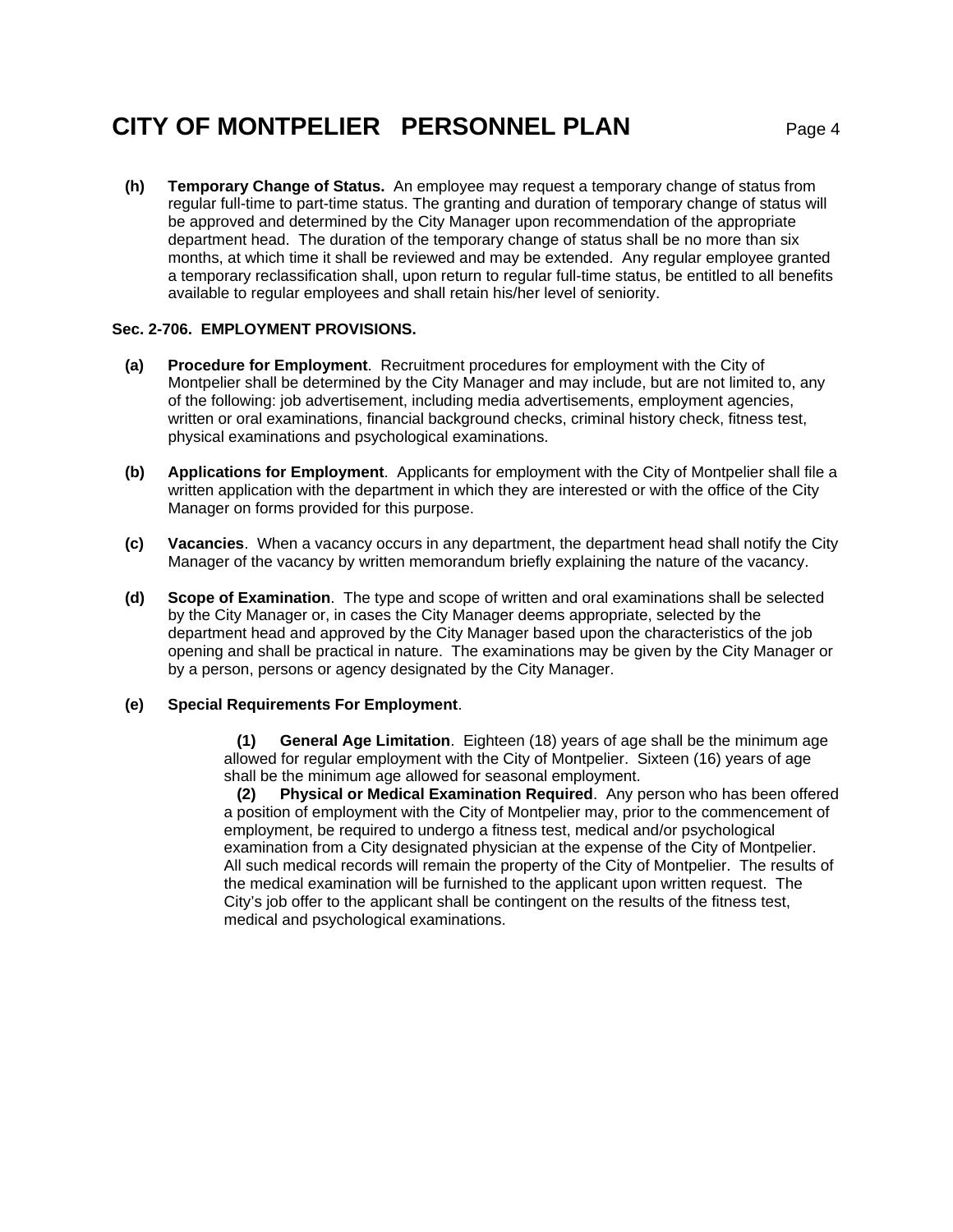**(h) Temporary Change of Status.** An employee may request a temporary change of status from regular full-time to part-time status. The granting and duration of temporary change of status will be approved and determined by the City Manager upon recommendation of the appropriate department head. The duration of the temporary change of status shall be no more than six months, at which time it shall be reviewed and may be extended. Any regular employee granted a temporary reclassification shall, upon return to regular full-time status, be entitled to all benefits available to regular employees and shall retain his/her level of seniority.

**Sec. 2-706. EMPLOYMENT PROVISIONS.**

**(a) Procedure for Employment**. Recruitment procedures for employment with the City of Montpelier shall be determined by the City Manager and may include, but are not limited to, any of the following: job advertisement, including media advertisements, employment agencies, written or oral examinations, financial background checks, criminal history check, fitness test, physical examinations and psychological examinations.

**(b) Applications for Employment**. Applicants for employment with the City of Montpelier shall file a written application with the department in which they are interested or with the office of the City Manager on forms provided for this purpose.

**(c) Vacancies**. When a vacancy occurs in any department, the department head shall notify the City Manager of the vacancy by written memorandum briefly explaining the nature of the vacancy.

**(d) Scope of Examination**. The type and scope of written and oral examinations shall be selected by the City Manager or, in cases the City Manager deems appropriate, selected by the department head and approved by the City Manager based upon the characteristics of the job opening and shall be practical in nature. The examinations may be given by the City Manager or by a person, persons or agency designated by the City Manager.

**(e) Special Requirements For Employment**.

**(1) General Age Limitation**. Eighteen (18) years of age shall be the minimum age allowed for regular employment with the City of Montpelier. Sixteen (16) years of age shall be the minimum age allowed for seasonal employment.

**(2) Physical or Medical Examination Required**. Any person who has been offered a position of employment with the City of Montpelier may, prior to the commencement of employment, be required to undergo a fitness test, medical and/or psychological examination from a City designated physician at the expense of the City of Montpelier. All such medical records will remain the property of the City of Montpelier. The results of the medical examination will be furnished to the applicant upon written request. The City's job offer to the applicant shall be contingent on the results of the fitness test, medical and psychological examinations.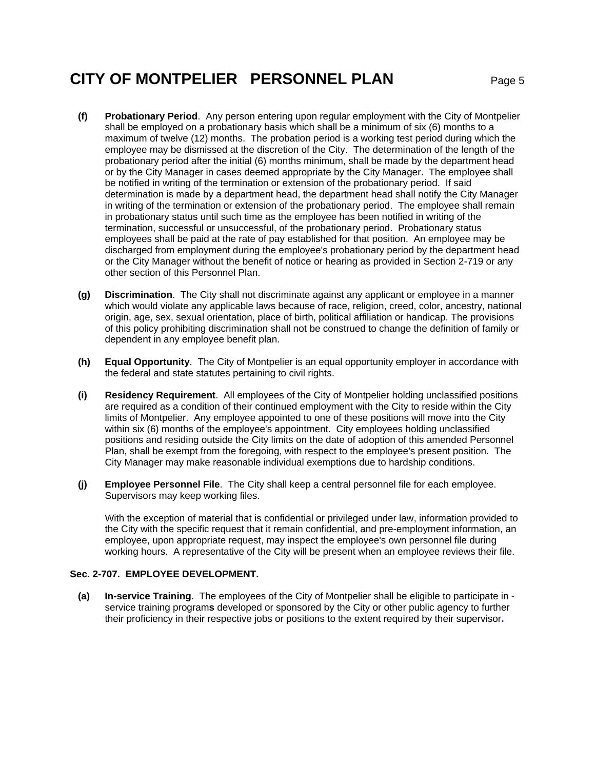**(f) Probationary Period**. Any person entering upon regular employment with the City of Montpelier shall be employed on a probationary basis which shall be a minimum of six (6) months to a maximum of twelve (12) months. The probation period is a working test period during which the employee may be dismissed at the discretion of the City. The determination of the length of the probationary period after the initial (6) months minimum, shall be made by the department head or by the City Manager in cases deemed appropriate by the City Manager. The employee shall be notified in writing of the termination or extension of the probationary period. If said determination is made by a department head, the department head shall notify the City Manager in writing of the termination or extension of the probationary period. The employee shall remain in probationary status until such time as the employee has been notified in writing of the termination, successful or unsuccessful, of the probationary period. Probationary status employees shall be paid at the rate of pay established for that position. An employee may be discharged from employment during the employee's probationary period by the department head or the City Manager without the benefit of notice or hearing as provided in Section 2-719 or any other section of this Personnel Plan.

**(g) Discrimination**. The City shall not discriminate against any applicant or employee in a manner which would violate any applicable laws because of race, religion, creed, color, ancestry, national origin, age, sex, sexual orientation, place of birth, political affiliation or handicap. The provisions of this policy prohibiting discrimination shall not be construed to change the definition of family or dependent in any employee benefit plan.

**(h) Equal Opportunity**. The City of Montpelier is an equal opportunity employer in accordance with the federal and state statutes pertaining to civil rights.

**(i) Residency Requirement**. All employees of the City of Montpelier holding unclassified positions are required as a condition of their continued employment with the City to reside within the City limits of Montpelier. Any employee appointed to one of these positions will move into the City within six (6) months of the employee's appointment. City employees holding unclassified positions and residing outside the City limits on the date of adoption of this amended Personnel Plan, shall be exempt from the foregoing, with respect to the employee's present position. The City Manager may make reasonable individual exemptions due to hardship conditions.

**(j) Employee Personnel File**. The City shall keep a central personnel file for each employee. Supervisors may keep working files.

With the exception of material that is confidential or privileged under law, information provided to the City with the specific request that it remain confidential, and pre-employment information, an employee, upon appropriate request, may inspect the employee's own personnel file during working hours. A representative of the City will be present when an employee reviews their file.

**Sec. 2-707. EMPLOYEE DEVELOPMENT.**

**(a) In-service Training**. The employees of the City of Montpelier shall be eligible to participate in -service training programs developed or sponsored by the City or other public agency to further their proficiency in their respective jobs or positions to the extent required by their supervisor.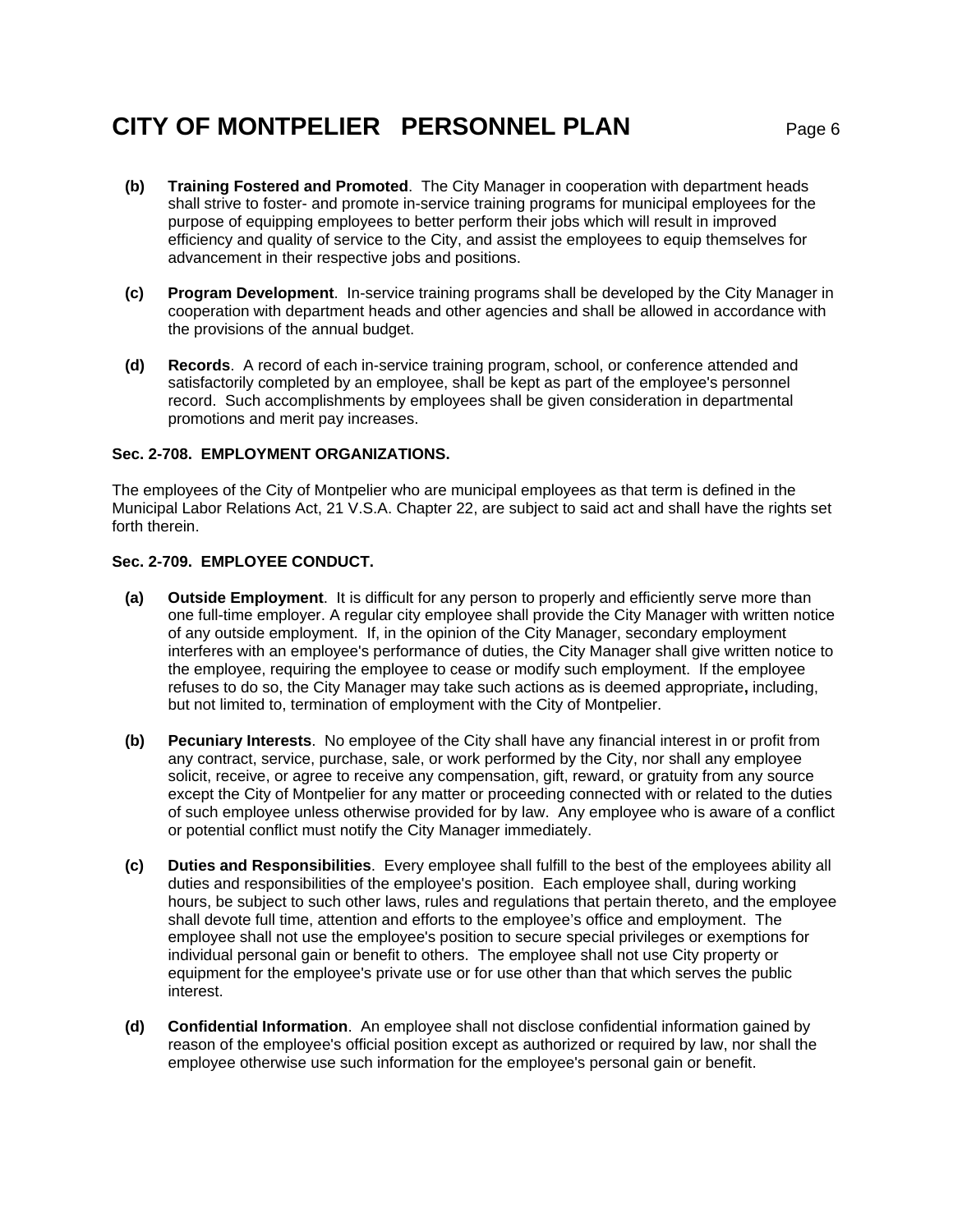**(b) Training Fostered and Promoted**. The City Manager in cooperation with department heads shall strive to foster- and promote in-service training programs for municipal employees for the purpose of equipping employees to better perform their jobs which will result in improved efficiency and quality of service to the City, and assist the employees to equip themselves for advancement in their respective jobs and positions.

**(c) Program Development**. In-service training programs shall be developed by the City Manager in cooperation with department heads and other agencies and shall be allowed in accordance with the provisions of the annual budget.

**(d) Records**. A record of each in-service training program, school, or conference attended and satisfactorily completed by an employee, shall be kept as part of the employee's personnel record. Such accomplishments by employees shall be given consideration in departmental promotions and merit pay increases.

**Sec. 2-708. EMPLOYMENT ORGANIZATIONS.**

The employees of the City of Montpelier who are municipal employees as that term is defined in the Municipal Labor Relations Act, 21 V.S.A. Chapter 22, are subject to said act and shall have the rights set forth therein.

**Sec. 2-709. EMPLOYEE CONDUCT.**

**(a) Outside Employment**. It is difficult for any person to properly and efficiently serve more than one full-time employer. A regular city employee shall provide the City Manager with written notice of any outside employment. If, in the opinion of the City Manager, secondary employment interferes with an employee's performance of duties, the City Manager shall give written notice to the employee, requiring the employee to cease or modify such employment. If the employee refuses to do so, the City Manager may take such actions as is deemed appropriate**,** including, but not limited to, termination of employment with the City of Montpelier.

**(b) Pecuniary Interests**. No employee of the City shall have any financial interest in or profit from any contract, service, purchase, sale, or work performed by the City, nor shall any employee solicit, receive, or agree to receive any compensation, gift, reward, or gratuity from any source except the City of Montpelier for any matter or proceeding connected with or related to the duties of such employee unless otherwise provided for by law. Any employee who is aware of a conflict or potential conflict must notify the City Manager immediately.

**(c) Duties and Responsibilities**. Every employee shall fulfill to the best of the employees ability all duties and responsibilities of the employee's position. Each employee shall, during working hours, be subject to such other laws, rules and regulations that pertain thereto, and the employee shall devote full time, attention and efforts to the employee's office and employment. The employee shall not use the employee's position to secure special privileges or exemptions for individual personal gain or benefit to others. The employee shall not use City property or equipment for the employee's private use or for use other than that which serves the public interest.

**(d) Confidential Information**. An employee shall not disclose confidential information gained by reason of the employee's official position except as authorized or required by law, nor shall the employee otherwise use such information for the employee's personal gain or benefit.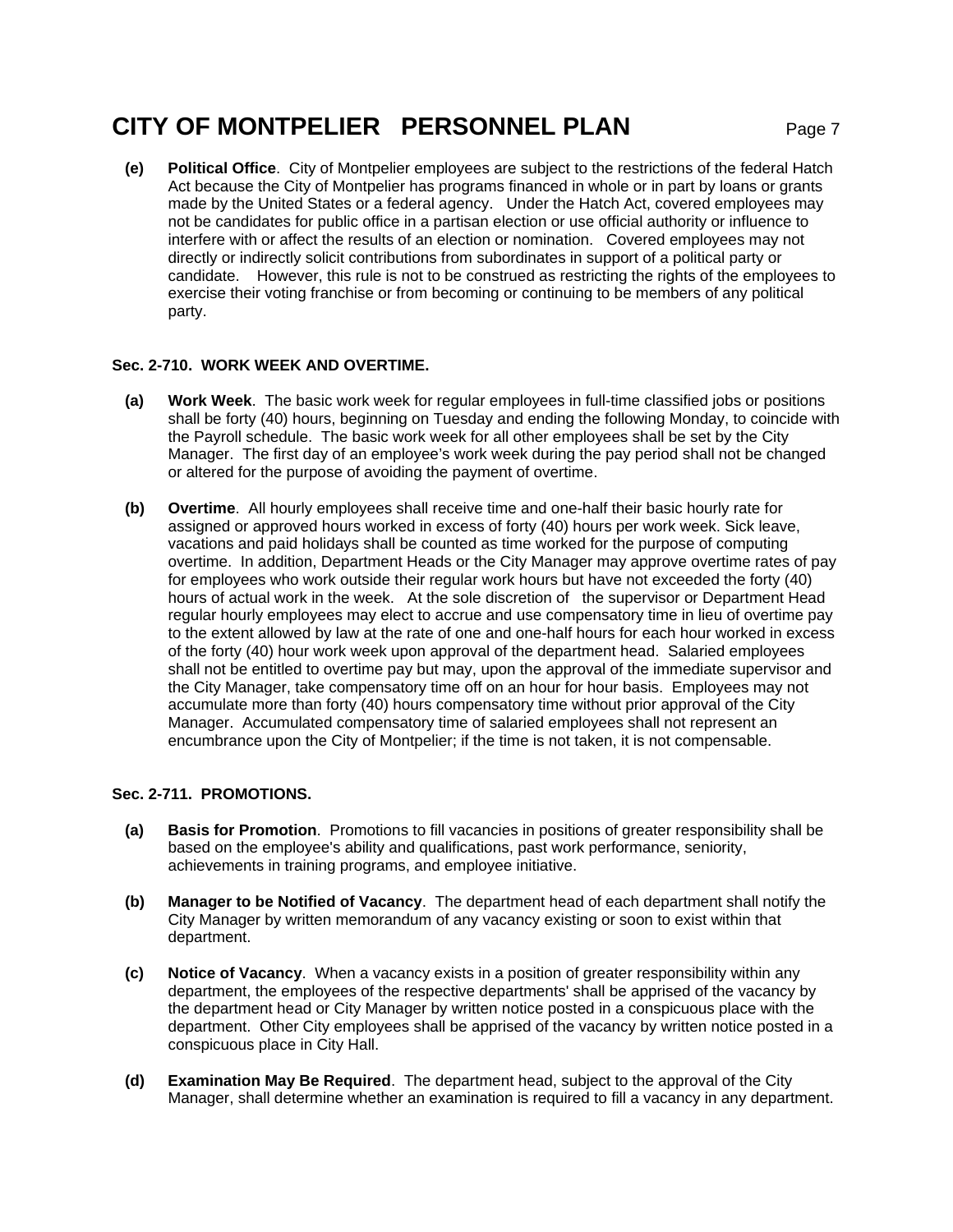**(e) Political Office**. City of Montpelier employees are subject to the restrictions of the federal Hatch Act because the City of Montpelier has programs financed in whole or in part by loans or grants made by the United States or a federal agency. Under the Hatch Act, covered employees may not be candidates for public office in a partisan election or use official authority or influence to interfere with or affect the results of an election or nomination. Covered employees may not directly or indirectly solicit contributions from subordinates in support of a political party or candidate. However, this rule is not to be construed as restricting the rights of the employees to exercise their voting franchise or from becoming or continuing to be members of any political party.

### Sec. 2-710. WORK WEEK AND OVERTIME.

**(a) Work Week**. The basic work week for regular employees in full-time classified jobs or positions shall be forty (40) hours, beginning on Tuesday and ending the following Monday, to coincide with the Payroll schedule. The basic work week for all other employees shall be set by the City Manager. The first day of an employee's work week during the pay period shall not be changed or altered for the purpose of avoiding the payment of overtime.

**(b) Overtime**. All hourly employees shall receive time and one-half their basic hourly rate for assigned or approved hours worked in excess of forty (40) hours per work week. Sick leave, vacations and paid holidays shall be counted as time worked for the purpose of computing overtime. In addition, Department Heads or the City Manager may approve overtime rates of pay for employees who work outside their regular work hours but have not exceeded the forty (40) hours of actual work in the week. At the sole discretion of the supervisor or Department Head regular hourly employees may elect to accrue and use compensatory time in lieu of overtime pay to the extent allowed by law at the rate of one and one-half hours for each hour worked in excess of the forty (40) hour work week upon approval of the department head. Salaried employees shall not be entitled to overtime pay but may, upon the approval of the immediate supervisor and the City Manager, take compensatory time off on an hour for hour basis. Employees may not accumulate more than forty (40) hours compensatory time without prior approval of the City Manager. Accumulated compensatory time of salaried employees shall not represent an encumbrance upon the City of Montpelier; if the time is not taken, it is not compensable.

### Sec. 2-711. PROMOTIONS.

**(a) Basis for Promotion**. Promotions to fill vacancies in positions of greater responsibility shall be based on the employee's ability and qualifications, past work performance, seniority, achievements in training programs, and employee initiative.

**(b) Manager to be Notified of Vacancy**. The department head of each department shall notify the City Manager by written memorandum of any vacancy existing or soon to exist within that department.

**(c) Notice of Vacancy**. When a vacancy exists in a position of greater responsibility within any department, the employees of the respective departments' shall be apprised of the vacancy by the department head or City Manager by written notice posted in a conspicuous place with the department. Other City employees shall be apprised of the vacancy by written notice posted in a conspicuous place in City Hall.

**(d) Examination May Be Required**. The department head, subject to the approval of the City Manager, shall determine whether an examination is required to fill a vacancy in any department.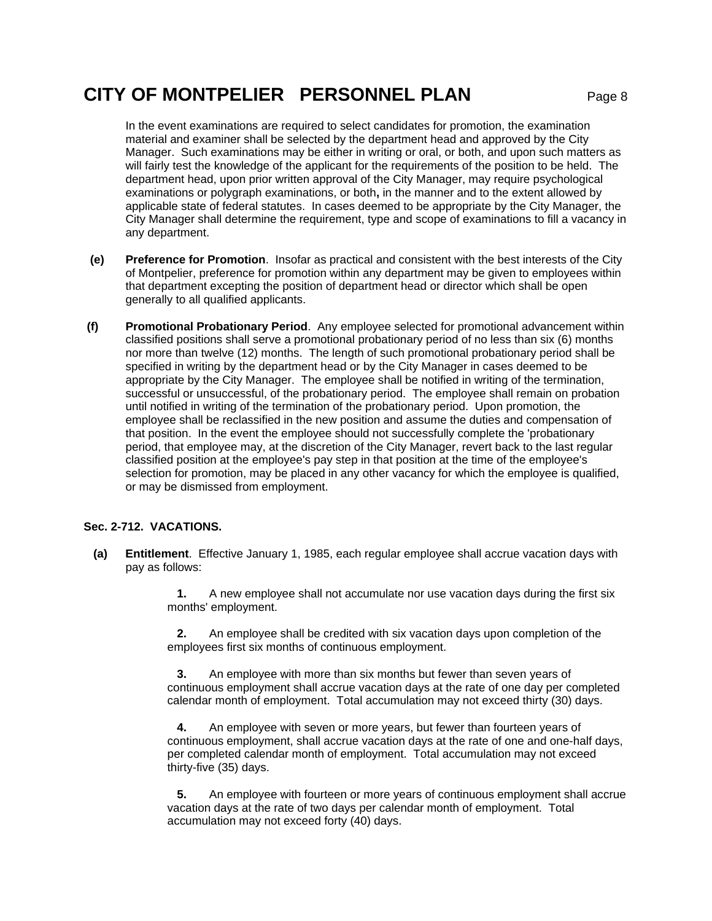In the event examinations are required to select candidates for promotion, the examination material and examiner shall be selected by the department head and approved by the City Manager. Such examinations may be either in writing or oral, or both, and upon such matters as will fairly test the knowledge of the applicant for the requirements of the position to be held. The department head, upon prior written approval of the City Manager, may require psychological examinations or polygraph examinations, or both**,** in the manner and to the extent allowed by applicable state of federal statutes. In cases deemed to be appropriate by the City Manager, the City Manager shall determine the requirement, type and scope of examinations to fill a vacancy in any department.

**(e)** **Preference for Promotion**. Insofar as practical and consistent with the best interests of the City of Montpelier, preference for promotion within any department may be given to employees within that department excepting the position of department head or director which shall be open generally to all qualified applicants.

**(f)** **Promotional Probationary Period**. Any employee selected for promotional advancement within classified positions shall serve a promotional probationary period of no less than six (6) months nor more than twelve (12) months. The length of such promotional probationary period shall be specified in writing by the department head or by the City Manager in cases deemed to be appropriate by the City Manager. The employee shall be notified in writing of the termination, successful or unsuccessful, of the probationary period. The employee shall remain on probation until notified in writing of the termination of the probationary period. Upon promotion, the employee shall be reclassified in the new position and assume the duties and compensation of that position. In the event the employee should not successfully complete the 'probationary period, that employee may, at the discretion of the City Manager, revert back to the last regular classified position at the employee's pay step in that position at the time of the employee's selection for promotion, may be placed in any other vacancy for which the employee is qualified, or may be dismissed from employment.

### Sec. 2-712. VACATIONS.

**(a)** **Entitlement**. Effective January 1, 1985, each regular employee shall accrue vacation days with pay as follows:

**1.** A new employee shall not accumulate nor use vacation days during the first six months' employment.

**2.** An employee shall be credited with six vacation days upon completion of the employees first six months of continuous employment.

**3.** An employee with more than six months but fewer than seven years of continuous employment shall accrue vacation days at the rate of one day per completed calendar month of employment. Total accumulation may not exceed thirty (30) days.

**4.** An employee with seven or more years, but fewer than fourteen years of continuous employment, shall accrue vacation days at the rate of one and one-half days, per completed calendar month of employment. Total accumulation may not exceed thirty-five (35) days.

**5.** An employee with fourteen or more years of continuous employment shall accrue vacation days at the rate of two days per calendar month of employment. Total accumulation may not exceed forty (40) days.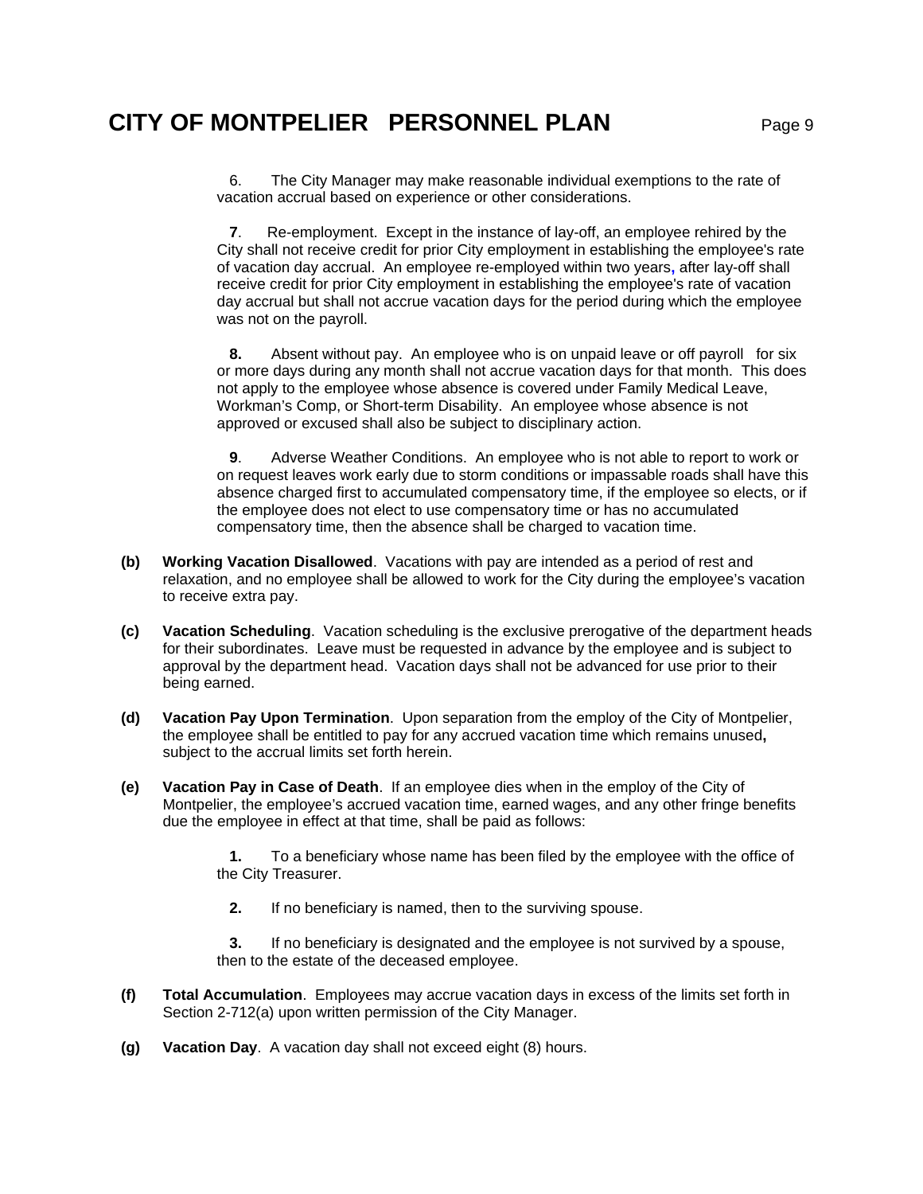6. The City Manager may make reasonable individual exemptions to the rate of vacation accrual based on experience or other considerations.

**7**. Re-employment. Except in the instance of lay-off, an employee rehired by the City shall not receive credit for prior City employment in establishing the employee's rate of vacation day accrual. An employee re-employed within two years**,** after lay-off shall receive credit for prior City employment in establishing the employee's rate of vacation day accrual but shall not accrue vacation days for the period during which the employee was not on the payroll.

**8.** Absent without pay. An employee who is on unpaid leave or off payroll for six or more days during any month shall not accrue vacation days for that month. This does not apply to the employee whose absence is covered under Family Medical Leave, Workman's Comp, or Short-term Disability. An employee whose absence is not approved or excused shall also be subject to disciplinary action.

**9**. Adverse Weather Conditions. An employee who is not able to report to work or on request leaves work early due to storm conditions or impassable roads shall have this absence charged first to accumulated compensatory time, if the employee so elects, or if the employee does not elect to use compensatory time or has no accumulated compensatory time, then the absence shall be charged to vacation time.

**(b)** **Working Vacation Disallowed**. Vacations with pay are intended as a period of rest and relaxation, and no employee shall be allowed to work for the City during the employee's vacation to receive extra pay.

**(c)** **Vacation Scheduling**. Vacation scheduling is the exclusive prerogative of the department heads for their subordinates. Leave must be requested in advance by the employee and is subject to approval by the department head. Vacation days shall not be advanced for use prior to their being earned.

**(d)** **Vacation Pay Upon Termination**. Upon separation from the employ of the City of Montpelier, the employee shall be entitled to pay for any accrued vacation time which remains unused**,** subject to the accrual limits set forth herein.

**(e)** **Vacation Pay in Case of Death**. If an employee dies when in the employ of the City of Montpelier, the employee's accrued vacation time, earned wages, and any other fringe benefits due the employee in effect at that time, shall be paid as follows:

**1.** To a beneficiary whose name has been filed by the employee with the office of the City Treasurer.

**2.** If no beneficiary is named, then to the surviving spouse.

**3.** If no beneficiary is designated and the employee is not survived by a spouse, then to the estate of the deceased employee.

**(f)** **Total Accumulation**. Employees may accrue vacation days in excess of the limits set forth in Section 2-712(a) upon written permission of the City Manager.

**(g)** **Vacation Day**. A vacation day shall not exceed eight (8) hours.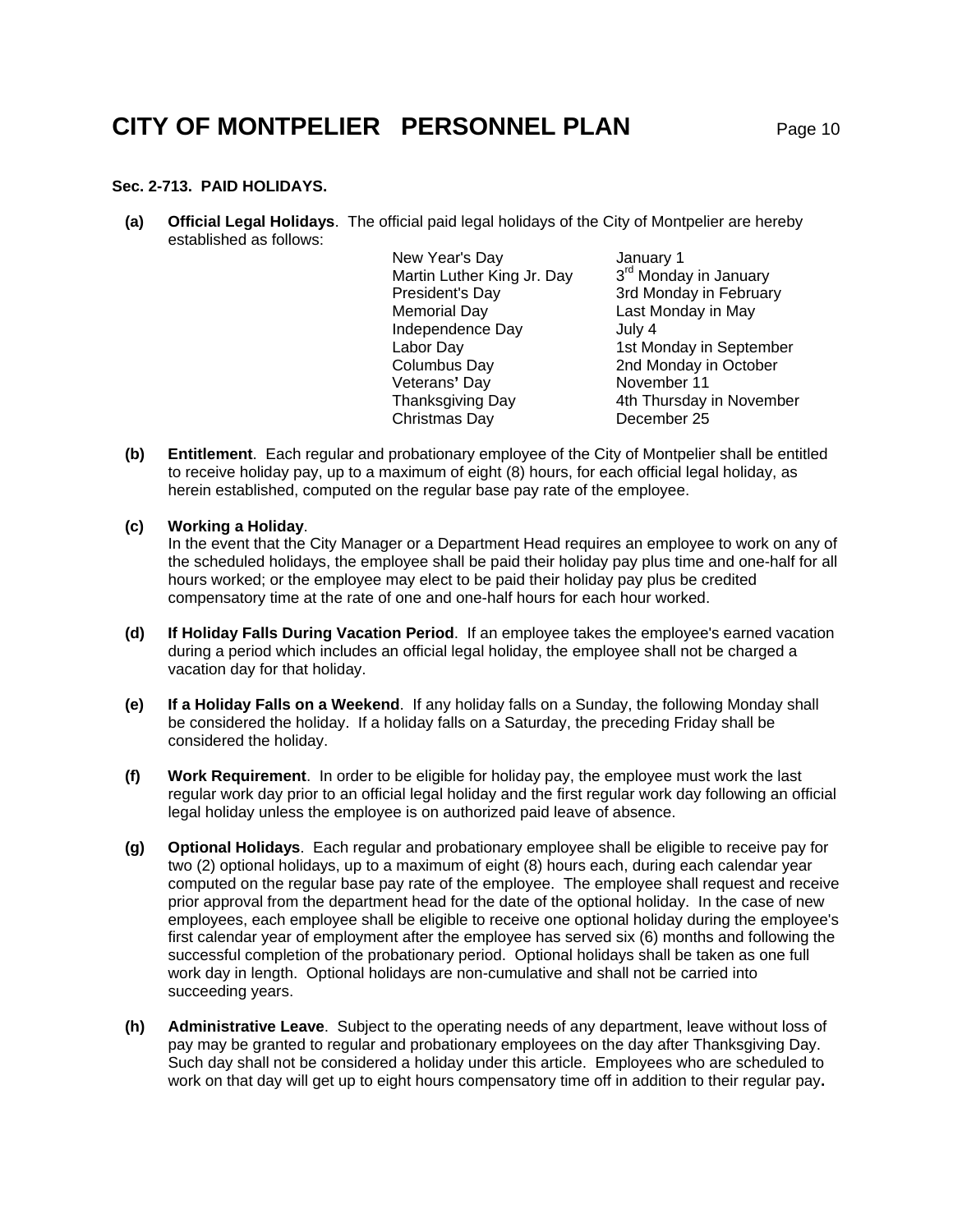## Sec. 2-713. PAID HOLIDAYS.

**(a) Official Legal Holidays**. The official paid legal holidays of the City of Montpelier are hereby established as follows:

| | |
|---|---|
| New Year's Day | January 1 |
| Martin Luther King Jr. Day | 3rd Monday in January |
| President's Day | 3rd Monday in February |
| Memorial Day | Last Monday in May |
| Independence Day | July 4 |
| Labor Day | 1st Monday in September |
| Columbus Day | 2nd Monday in October |
| Veterans' Day | November 11 |
| Thanksgiving Day | 4th Thursday in November |
| Christmas Day | December 25 |

**(b) Entitlement**. Each regular and probationary employee of the City of Montpelier shall be entitled to receive holiday pay, up to a maximum of eight (8) hours, for each official legal holiday, as herein established, computed on the regular base pay rate of the employee.

**(c) Working a Holiday**.
In the event that the City Manager or a Department Head requires an employee to work on any of the scheduled holidays, the employee shall be paid their holiday pay plus time and one-half for all hours worked; or the employee may elect to be paid their holiday pay plus be credited compensatory time at the rate of one and one-half hours for each hour worked.

**(d) If Holiday Falls During Vacation Period**. If an employee takes the employee's earned vacation during a period which includes an official legal holiday, the employee shall not be charged a vacation day for that holiday.

**(e) If a Holiday Falls on a Weekend**. If any holiday falls on a Sunday, the following Monday shall be considered the holiday. If a holiday falls on a Saturday, the preceding Friday shall be considered the holiday.

**(f) Work Requirement**. In order to be eligible for holiday pay, the employee must work the last regular work day prior to an official legal holiday and the first regular work day following an official legal holiday unless the employee is on authorized paid leave of absence.

**(g) Optional Holidays**. Each regular and probationary employee shall be eligible to receive pay for two (2) optional holidays, up to a maximum of eight (8) hours each, during each calendar year computed on the regular base pay rate of the employee. The employee shall request and receive prior approval from the department head for the date of the optional holiday. In the case of new employees, each employee shall be eligible to receive one optional holiday during the employee's first calendar year of employment after the employee has served six (6) months and following the successful completion of the probationary period. Optional holidays shall be taken as one full work day in length. Optional holidays are non-cumulative and shall not be carried into succeeding years.

**(h) Administrative Leave**. Subject to the operating needs of any department, leave without loss of pay may be granted to regular and probationary employees on the day after Thanksgiving Day. Such day shall not be considered a holiday under this article. Employees who are scheduled to work on that day will get up to eight hours compensatory time off in addition to their regular pay.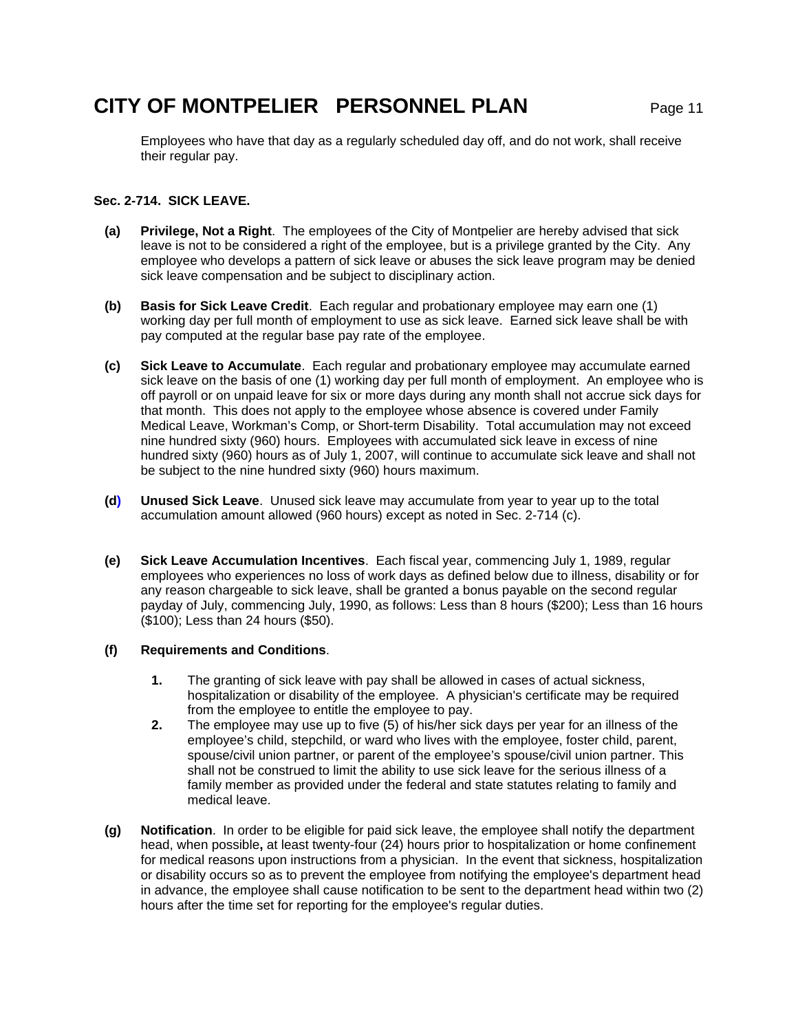Employees who have that day as a regularly scheduled day off, and do not work, shall receive their regular pay.

### Sec. 2-714. SICK LEAVE.

**(a) Privilege, Not a Right**. The employees of the City of Montpelier are hereby advised that sick leave is not to be considered a right of the employee, but is a privilege granted by the City. Any employee who develops a pattern of sick leave or abuses the sick leave program may be denied sick leave compensation and be subject to disciplinary action.

**(b) Basis for Sick Leave Credit**. Each regular and probationary employee may earn one (1) working day per full month of employment to use as sick leave. Earned sick leave shall be with pay computed at the regular base pay rate of the employee.

**(c) Sick Leave to Accumulate**. Each regular and probationary employee may accumulate earned sick leave on the basis of one (1) working day per full month of employment. An employee who is off payroll or on unpaid leave for six or more days during any month shall not accrue sick days for that month. This does not apply to the employee whose absence is covered under Family Medical Leave, Workman's Comp, or Short-term Disability. Total accumulation may not exceed nine hundred sixty (960) hours. Employees with accumulated sick leave in excess of nine hundred sixty (960) hours as of July 1, 2007, will continue to accumulate sick leave and shall not be subject to the nine hundred sixty (960) hours maximum.

**(d) Unused Sick Leave**. Unused sick leave may accumulate from year to year up to the total accumulation amount allowed (960 hours) except as noted in Sec. 2-714 (c).

**(e) Sick Leave Accumulation Incentives**. Each fiscal year, commencing July 1, 1989, regular employees who experiences no loss of work days as defined below due to illness, disability or for any reason chargeable to sick leave, shall be granted a bonus payable on the second regular payday of July, commencing July, 1990, as follows: Less than 8 hours ($200); Less than 16 hours ($100); Less than 24 hours ($50).

**(f) Requirements and Conditions**.

1. The granting of sick leave with pay shall be allowed in cases of actual sickness, hospitalization or disability of the employee. A physician's certificate may be required from the employee to entitle the employee to pay.
2. The employee may use up to five (5) of his/her sick days per year for an illness of the employee's child, stepchild, or ward who lives with the employee, foster child, parent, spouse/civil union partner, or parent of the employee's spouse/civil union partner. This shall not be construed to limit the ability to use sick leave for the serious illness of a family member as provided under the federal and state statutes relating to family and medical leave.

**(g) Notification**. In order to be eligible for paid sick leave, the employee shall notify the department head, when possible**,** at least twenty-four (24) hours prior to hospitalization or home confinement for medical reasons upon instructions from a physician. In the event that sickness, hospitalization or disability occurs so as to prevent the employee from notifying the employee's department head in advance, the employee shall cause notification to be sent to the department head within two (2) hours after the time set for reporting for the employee's regular duties.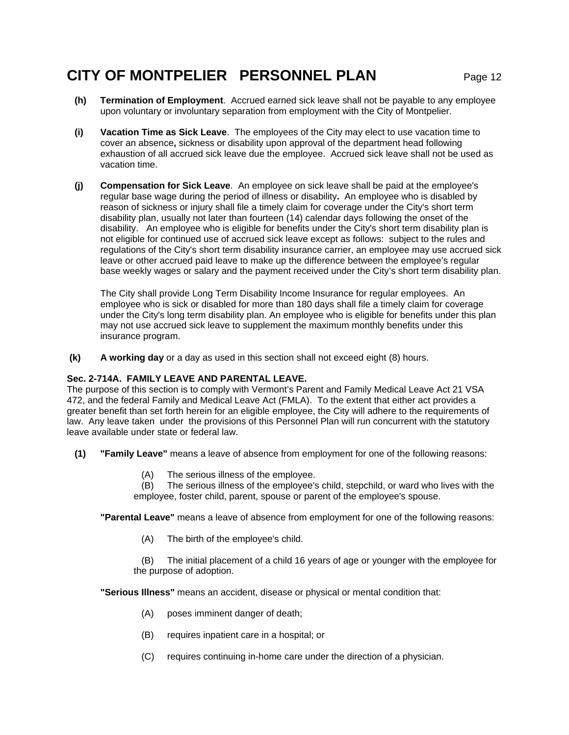**(h) Termination of Employment**. Accrued earned sick leave shall not be payable to any employee upon voluntary or involuntary separation from employment with the City of Montpelier.

**(i) Vacation Time as Sick Leave**. The employees of the City may elect to use vacation time to cover an absence**,** sickness or disability upon approval of the department head following exhaustion of all accrued sick leave due the employee. Accrued sick leave shall not be used as vacation time.

**(j) Compensation for Sick Leave**. An employee on sick leave shall be paid at the employee's regular base wage during the period of illness or disability**.** An employee who is disabled by reason of sickness or injury shall file a timely claim for coverage under the City's short term disability plan, usually not later than fourteen (14) calendar days following the onset of the disability. An employee who is eligible for benefits under the City's short term disability plan is not eligible for continued use of accrued sick leave except as follows: subject to the rules and regulations of the City's short term disability insurance carrier, an employee may use accrued sick leave or other accrued paid leave to make up the difference between the employee's regular base weekly wages or salary and the payment received under the City's short term disability plan.

The City shall provide Long Term Disability Income Insurance for regular employees. An employee who is sick or disabled for more than 180 days shall file a timely claim for coverage under the City's long term disability plan. An employee who is eligible for benefits under this plan may not use accrued sick leave to supplement the maximum monthly benefits under this insurance program.

**(k) A working day** or a day as used in this section shall not exceed eight (8) hours.

### Sec. 2-714A. FAMILY LEAVE AND PARENTAL LEAVE.

The purpose of this section is to comply with Vermont's Parent and Family Medical Leave Act 21 VSA 472, and the federal Family and Medical Leave Act (FMLA). To the extent that either act provides a greater benefit than set forth herein for an eligible employee, the City will adhere to the requirements of law. Any leave taken under the provisions of this Personnel Plan will run concurrent with the statutory leave available under state or federal law.

**(1) "Family Leave"** means a leave of absence from employment for one of the following reasons:

(A) The serious illness of the employee.

(B) The serious illness of the employee's child, stepchild, or ward who lives with the employee, foster child, parent, spouse or parent of the employee's spouse.

**"Parental Leave"** means a leave of absence from employment for one of the following reasons:

(A) The birth of the employee's child.

(B) The initial placement of a child 16 years of age or younger with the employee for the purpose of adoption.

**"Serious Illness"** means an accident, disease or physical or mental condition that:

(A) poses imminent danger of death;

(B) requires inpatient care in a hospital; or

(C) requires continuing in-home care under the direction of a physician.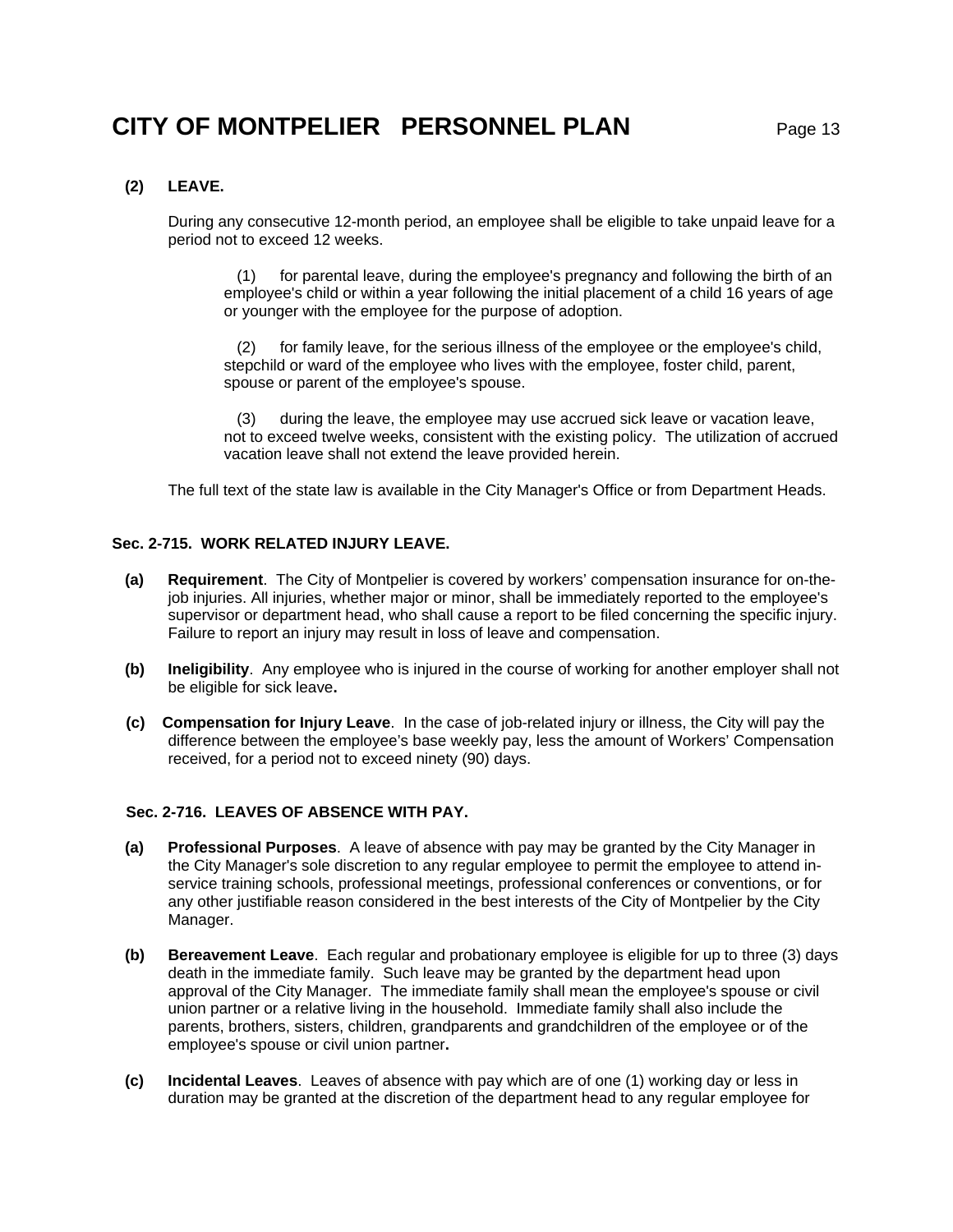**(2) LEAVE.**

During any consecutive 12-month period, an employee shall be eligible to take unpaid leave for a period not to exceed 12 weeks.

(1) for parental leave, during the employee's pregnancy and following the birth of an employee's child or within a year following the initial placement of a child 16 years of age or younger with the employee for the purpose of adoption.

(2) for family leave, for the serious illness of the employee or the employee's child, stepchild or ward of the employee who lives with the employee, foster child, parent, spouse or parent of the employee's spouse.

(3) during the leave, the employee may use accrued sick leave or vacation leave, not to exceed twelve weeks, consistent with the existing policy. The utilization of accrued vacation leave shall not extend the leave provided herein.

The full text of the state law is available in the City Manager's Office or from Department Heads.

## Sec. 2-715. WORK RELATED INJURY LEAVE.

**(a) Requirement**. The City of Montpelier is covered by workers' compensation insurance for on-the-job injuries. All injuries, whether major or minor, shall be immediately reported to the employee's supervisor or department head, who shall cause a report to be filed concerning the specific injury. Failure to report an injury may result in loss of leave and compensation.

**(b) Ineligibility**. Any employee who is injured in the course of working for another employer shall not be eligible for sick leave**.**

**(c) Compensation for Injury Leave**. In the case of job-related injury or illness, the City will pay the difference between the employee's base weekly pay, less the amount of Workers' Compensation received, for a period not to exceed ninety (90) days.

## Sec. 2-716. LEAVES OF ABSENCE WITH PAY.

**(a) Professional Purposes**. A leave of absence with pay may be granted by the City Manager in the City Manager's sole discretion to any regular employee to permit the employee to attend in-service training schools, professional meetings, professional conferences or conventions, or for any other justifiable reason considered in the best interests of the City of Montpelier by the City Manager.

**(b) Bereavement Leave**. Each regular and probationary employee is eligible for up to three (3) days death in the immediate family. Such leave may be granted by the department head upon approval of the City Manager. The immediate family shall mean the employee's spouse or civil union partner or a relative living in the household. Immediate family shall also include the parents, brothers, sisters, children, grandparents and grandchildren of the employee or of the employee's spouse or civil union partner**.**

**(c) Incidental Leaves**. Leaves of absence with pay which are of one (1) working day or less in duration may be granted at the discretion of the department head to any regular employee for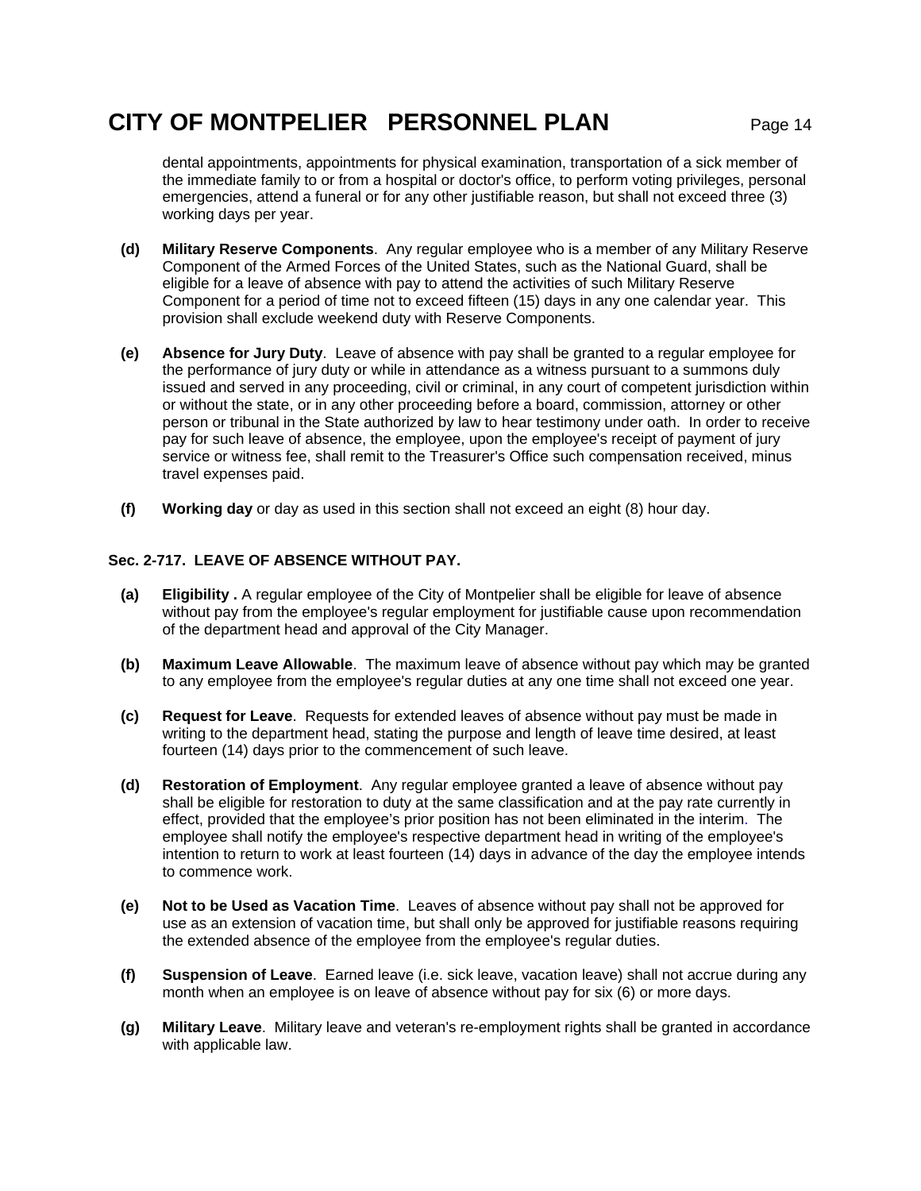dental appointments, appointments for physical examination, transportation of a sick member of the immediate family to or from a hospital or doctor's office, to perform voting privileges, personal emergencies, attend a funeral or for any other justifiable reason, but shall not exceed three (3) working days per year.

**(d)** **Military Reserve Components**. Any regular employee who is a member of any Military Reserve Component of the Armed Forces of the United States, such as the National Guard, shall be eligible for a leave of absence with pay to attend the activities of such Military Reserve Component for a period of time not to exceed fifteen (15) days in any one calendar year. This provision shall exclude weekend duty with Reserve Components.

**(e)** **Absence for Jury Duty**. Leave of absence with pay shall be granted to a regular employee for the performance of jury duty or while in attendance as a witness pursuant to a summons duly issued and served in any proceeding, civil or criminal, in any court of competent jurisdiction within or without the state, or in any other proceeding before a board, commission, attorney or other person or tribunal in the State authorized by law to hear testimony under oath. In order to receive pay for such leave of absence, the employee, upon the employee's receipt of payment of jury service or witness fee, shall remit to the Treasurer's Office such compensation received, minus travel expenses paid.

**(f)** **Working day** or day as used in this section shall not exceed an eight (8) hour day.

### Sec. 2-717. LEAVE OF ABSENCE WITHOUT PAY.

**(a)** **Eligibility .** A regular employee of the City of Montpelier shall be eligible for leave of absence without pay from the employee's regular employment for justifiable cause upon recommendation of the department head and approval of the City Manager.

**(b)** **Maximum Leave Allowable**. The maximum leave of absence without pay which may be granted to any employee from the employee's regular duties at any one time shall not exceed one year.

**(c)** **Request for Leave**. Requests for extended leaves of absence without pay must be made in writing to the department head, stating the purpose and length of leave time desired, at least fourteen (14) days prior to the commencement of such leave.

**(d)** **Restoration of Employment**. Any regular employee granted a leave of absence without pay shall be eligible for restoration to duty at the same classification and at the pay rate currently in effect, provided that the employee's prior position has not been eliminated in the interim. The employee shall notify the employee's respective department head in writing of the employee's intention to return to work at least fourteen (14) days in advance of the day the employee intends to commence work.

**(e)** **Not to be Used as Vacation Time**. Leaves of absence without pay shall not be approved for use as an extension of vacation time, but shall only be approved for justifiable reasons requiring the extended absence of the employee from the employee's regular duties.

**(f)** **Suspension of Leave**. Earned leave (i.e. sick leave, vacation leave) shall not accrue during any month when an employee is on leave of absence without pay for six (6) or more days.

**(g)** **Military Leave**. Military leave and veteran's re-employment rights shall be granted in accordance with applicable law.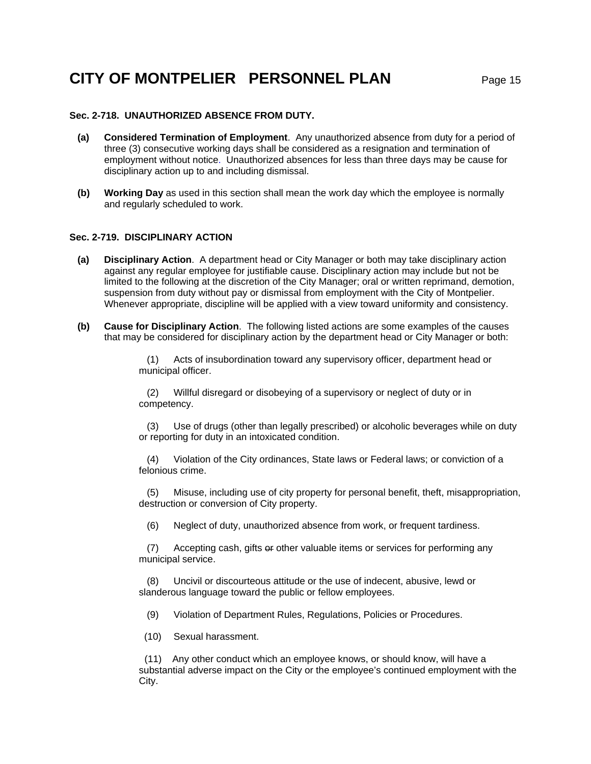### Sec. 2-718. UNAUTHORIZED ABSENCE FROM DUTY.

**(a)** **Considered Termination of Employment**. Any unauthorized absence from duty for a period of three (3) consecutive working days shall be considered as a resignation and termination of employment without notice. Unauthorized absences for less than three days may be cause for disciplinary action up to and including dismissal.

**(b)** **Working Day** as used in this section shall mean the work day which the employee is normally and regularly scheduled to work.

### Sec. 2-719. DISCIPLINARY ACTION

**(a)** **Disciplinary Action**. A department head or City Manager or both may take disciplinary action against any regular employee for justifiable cause. Disciplinary action may include but not be limited to the following at the discretion of the City Manager; oral or written reprimand, demotion, suspension from duty without pay or dismissal from employment with the City of Montpelier. Whenever appropriate, discipline will be applied with a view toward uniformity and consistency.

**(b)** **Cause for Disciplinary Action**. The following listed actions are some examples of the causes that may be considered for disciplinary action by the department head or City Manager or both:

(1) Acts of insubordination toward any supervisory officer, department head or municipal officer.

(2) Willful disregard or disobeying of a supervisory or neglect of duty or in competency.

(3) Use of drugs (other than legally prescribed) or alcoholic beverages while on duty or reporting for duty in an intoxicated condition.

(4) Violation of the City ordinances, State laws or Federal laws; or conviction of a felonious crime.

(5) Misuse, including use of city property for personal benefit, theft, misappropriation, destruction or conversion of City property.

(6) Neglect of duty, unauthorized absence from work, or frequent tardiness.

(7) Accepting cash, gifts ~~or~~ other valuable items or services for performing any municipal service.

(8) Uncivil or discourteous attitude or the use of indecent, abusive, lewd or slanderous language toward the public or fellow employees.

(9) Violation of Department Rules, Regulations, Policies or Procedures.

(10) Sexual harassment.

(11) Any other conduct which an employee knows, or should know, will have a substantial adverse impact on the City or the employee's continued employment with the City.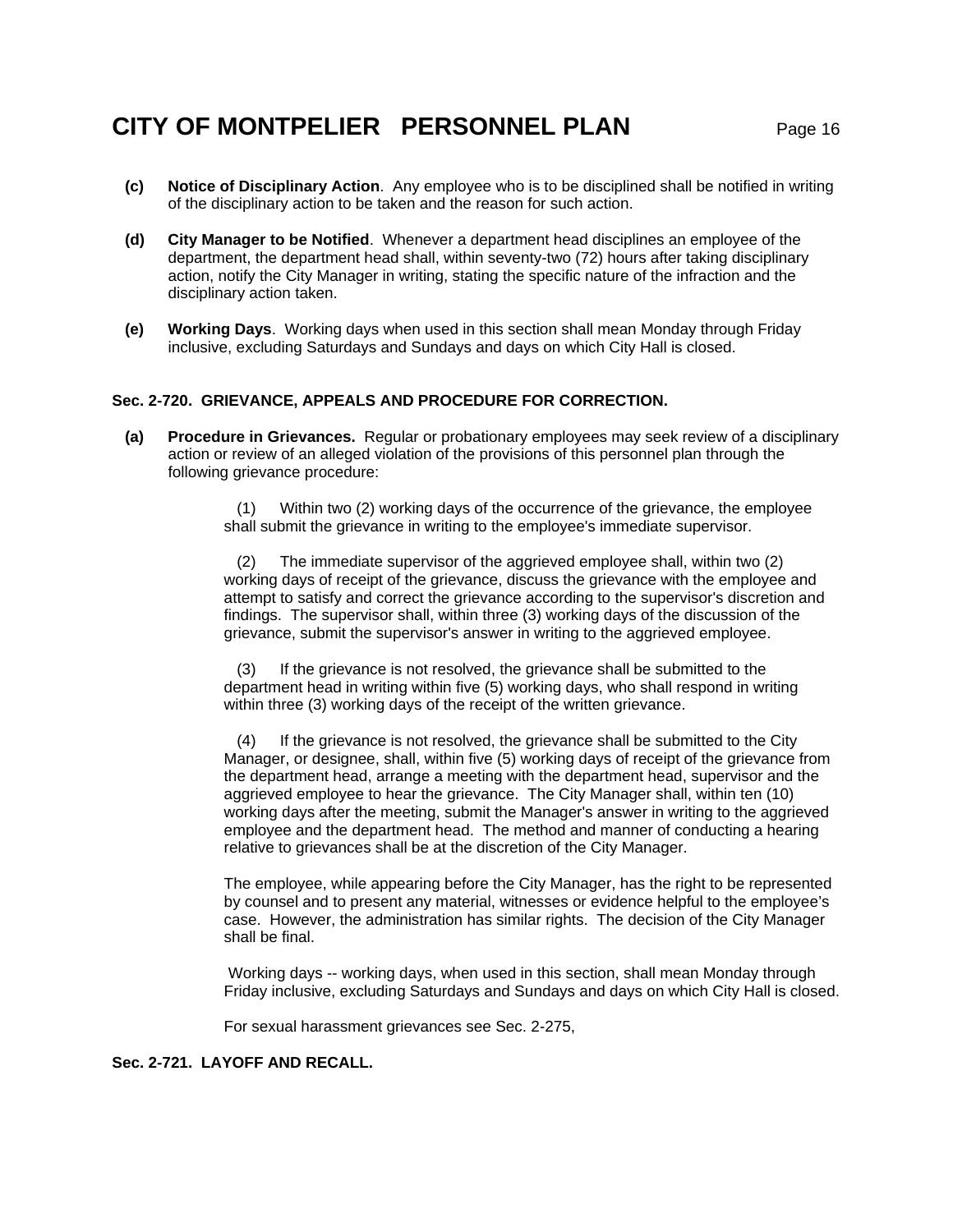**(c)** **Notice of Disciplinary Action**. Any employee who is to be disciplined shall be notified in writing of the disciplinary action to be taken and the reason for such action.

**(d)** **City Manager to be Notified**. Whenever a department head disciplines an employee of the department, the department head shall, within seventy-two (72) hours after taking disciplinary action, notify the City Manager in writing, stating the specific nature of the infraction and the disciplinary action taken.

**(e)** **Working Days**. Working days when used in this section shall mean Monday through Friday inclusive, excluding Saturdays and Sundays and days on which City Hall is closed.

### Sec. 2-720. GRIEVANCE, APPEALS AND PROCEDURE FOR CORRECTION.

**(a)** **Procedure in Grievances.** Regular or probationary employees may seek review of a disciplinary action or review of an alleged violation of the provisions of this personnel plan through the following grievance procedure:

(1) Within two (2) working days of the occurrence of the grievance, the employee shall submit the grievance in writing to the employee's immediate supervisor.

(2) The immediate supervisor of the aggrieved employee shall, within two (2) working days of receipt of the grievance, discuss the grievance with the employee and attempt to satisfy and correct the grievance according to the supervisor's discretion and findings. The supervisor shall, within three (3) working days of the discussion of the grievance, submit the supervisor's answer in writing to the aggrieved employee.

(3) If the grievance is not resolved, the grievance shall be submitted to the department head in writing within five (5) working days, who shall respond in writing within three (3) working days of the receipt of the written grievance.

(4) If the grievance is not resolved, the grievance shall be submitted to the City Manager, or designee, shall, within five (5) working days of receipt of the grievance from the department head, arrange a meeting with the department head, supervisor and the aggrieved employee to hear the grievance. The City Manager shall, within ten (10) working days after the meeting, submit the Manager's answer in writing to the aggrieved employee and the department head. The method and manner of conducting a hearing relative to grievances shall be at the discretion of the City Manager.

The employee, while appearing before the City Manager, has the right to be represented by counsel and to present any material, witnesses or evidence helpful to the employee's case. However, the administration has similar rights. The decision of the City Manager shall be final.

Working days -- working days, when used in this section, shall mean Monday through Friday inclusive, excluding Saturdays and Sundays and days on which City Hall is closed.

For sexual harassment grievances see Sec. 2-275,

### Sec. 2-721. LAYOFF AND RECALL.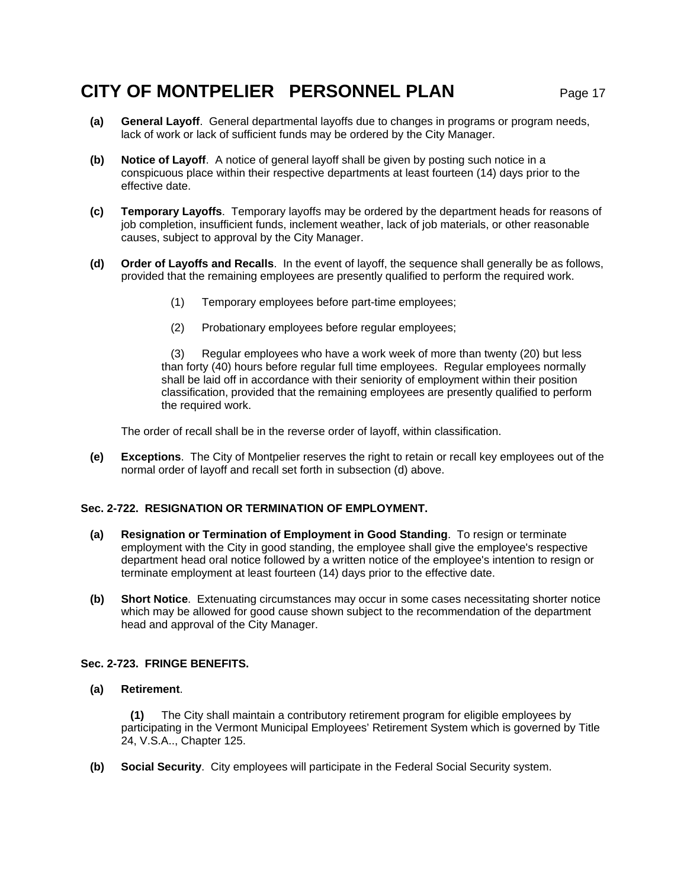**(a) General Layoff**. General departmental layoffs due to changes in programs or program needs, lack of work or lack of sufficient funds may be ordered by the City Manager.

**(b) Notice of Layoff**. A notice of general layoff shall be given by posting such notice in a conspicuous place within their respective departments at least fourteen (14) days prior to the effective date.

**(c) Temporary Layoffs**. Temporary layoffs may be ordered by the department heads for reasons of job completion, insufficient funds, inclement weather, lack of job materials, or other reasonable causes, subject to approval by the City Manager.

**(d) Order of Layoffs and Recalls**. In the event of layoff, the sequence shall generally be as follows, provided that the remaining employees are presently qualified to perform the required work.

(1) Temporary employees before part-time employees;

(2) Probationary employees before regular employees;

(3) Regular employees who have a work week of more than twenty (20) but less than forty (40) hours before regular full time employees. Regular employees normally shall be laid off in accordance with their seniority of employment within their position classification, provided that the remaining employees are presently qualified to perform the required work.

The order of recall shall be in the reverse order of layoff, within classification.

**(e) Exceptions**. The City of Montpelier reserves the right to retain or recall key employees out of the normal order of layoff and recall set forth in subsection (d) above.

### Sec. 2-722. RESIGNATION OR TERMINATION OF EMPLOYMENT.

**(a) Resignation or Termination of Employment in Good Standing**. To resign or terminate employment with the City in good standing, the employee shall give the employee's respective department head oral notice followed by a written notice of the employee's intention to resign or terminate employment at least fourteen (14) days prior to the effective date.

**(b) Short Notice**. Extenuating circumstances may occur in some cases necessitating shorter notice which may be allowed for good cause shown subject to the recommendation of the department head and approval of the City Manager.

### Sec. 2-723. FRINGE BENEFITS.

**(a) Retirement**.

**(1)** The City shall maintain a contributory retirement program for eligible employees by participating in the Vermont Municipal Employees' Retirement System which is governed by Title 24, V.S.A.., Chapter 125.

**(b) Social Security**. City employees will participate in the Federal Social Security system.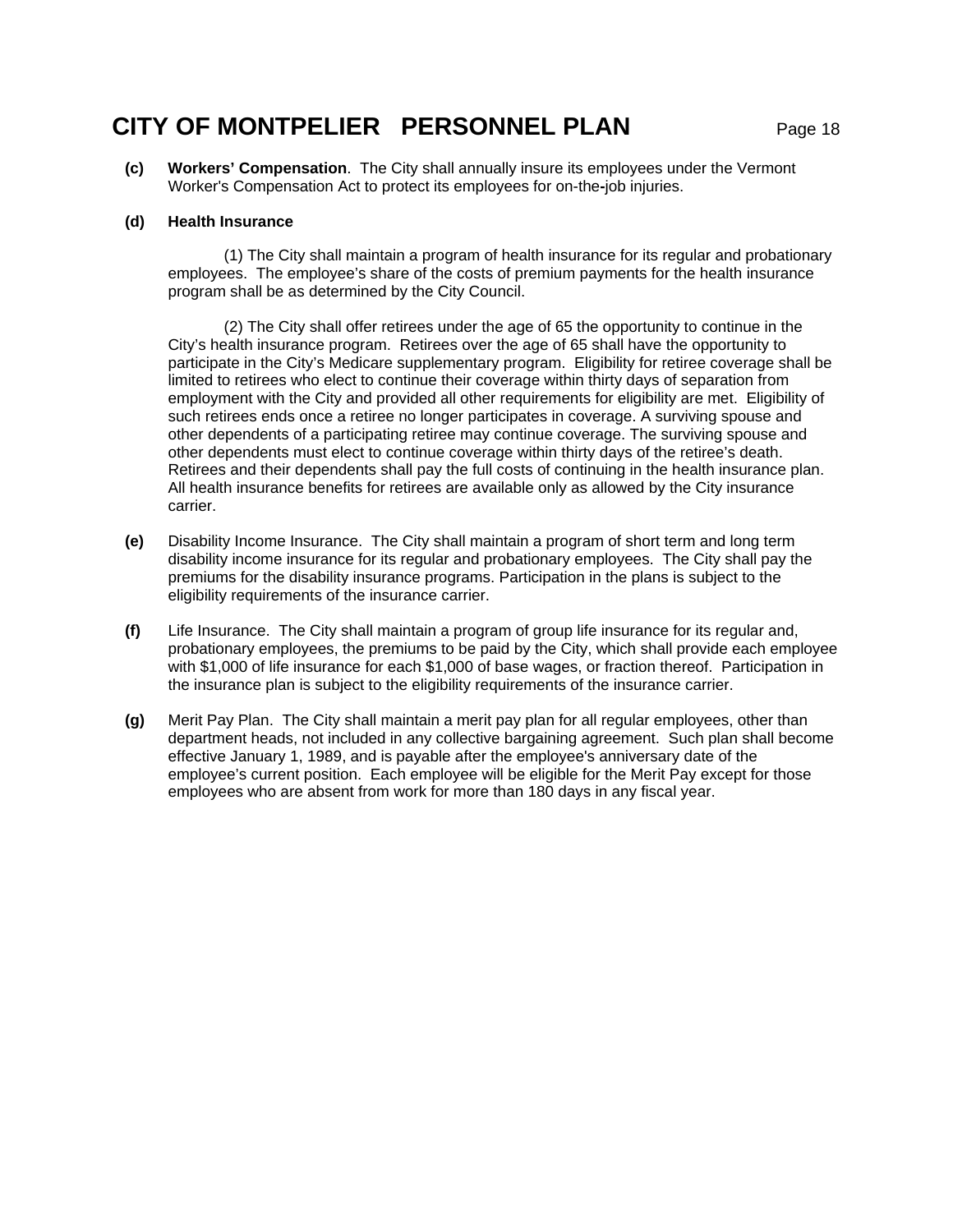**(c)** **Workers' Compensation**. The City shall annually insure its employees under the Vermont Worker's Compensation Act to protect its employees for on-the-job injuries.

**(d)** **Health Insurance**

(1) The City shall maintain a program of health insurance for its regular and probationary employees. The employee's share of the costs of premium payments for the health insurance program shall be as determined by the City Council.

(2) The City shall offer retirees under the age of 65 the opportunity to continue in the City's health insurance program. Retirees over the age of 65 shall have the opportunity to participate in the City's Medicare supplementary program. Eligibility for retiree coverage shall be limited to retirees who elect to continue their coverage within thirty days of separation from employment with the City and provided all other requirements for eligibility are met. Eligibility of such retirees ends once a retiree no longer participates in coverage. A surviving spouse and other dependents of a participating retiree may continue coverage. The surviving spouse and other dependents must elect to continue coverage within thirty days of the retiree's death. Retirees and their dependents shall pay the full costs of continuing in the health insurance plan. All health insurance benefits for retirees are available only as allowed by the City insurance carrier.

**(e)** Disability Income Insurance. The City shall maintain a program of short term and long term disability income insurance for its regular and probationary employees. The City shall pay the premiums for the disability insurance programs. Participation in the plans is subject to the eligibility requirements of the insurance carrier.

**(f)** Life Insurance. The City shall maintain a program of group life insurance for its regular and, probationary employees, the premiums to be paid by the City, which shall provide each employee with $1,000 of life insurance for each $1,000 of base wages, or fraction thereof. Participation in the insurance plan is subject to the eligibility requirements of the insurance carrier.

**(g)** Merit Pay Plan. The City shall maintain a merit pay plan for all regular employees, other than department heads, not included in any collective bargaining agreement. Such plan shall become effective January 1, 1989, and is payable after the employee's anniversary date of the employee's current position. Each employee will be eligible for the Merit Pay except for those employees who are absent from work for more than 180 days in any fiscal year.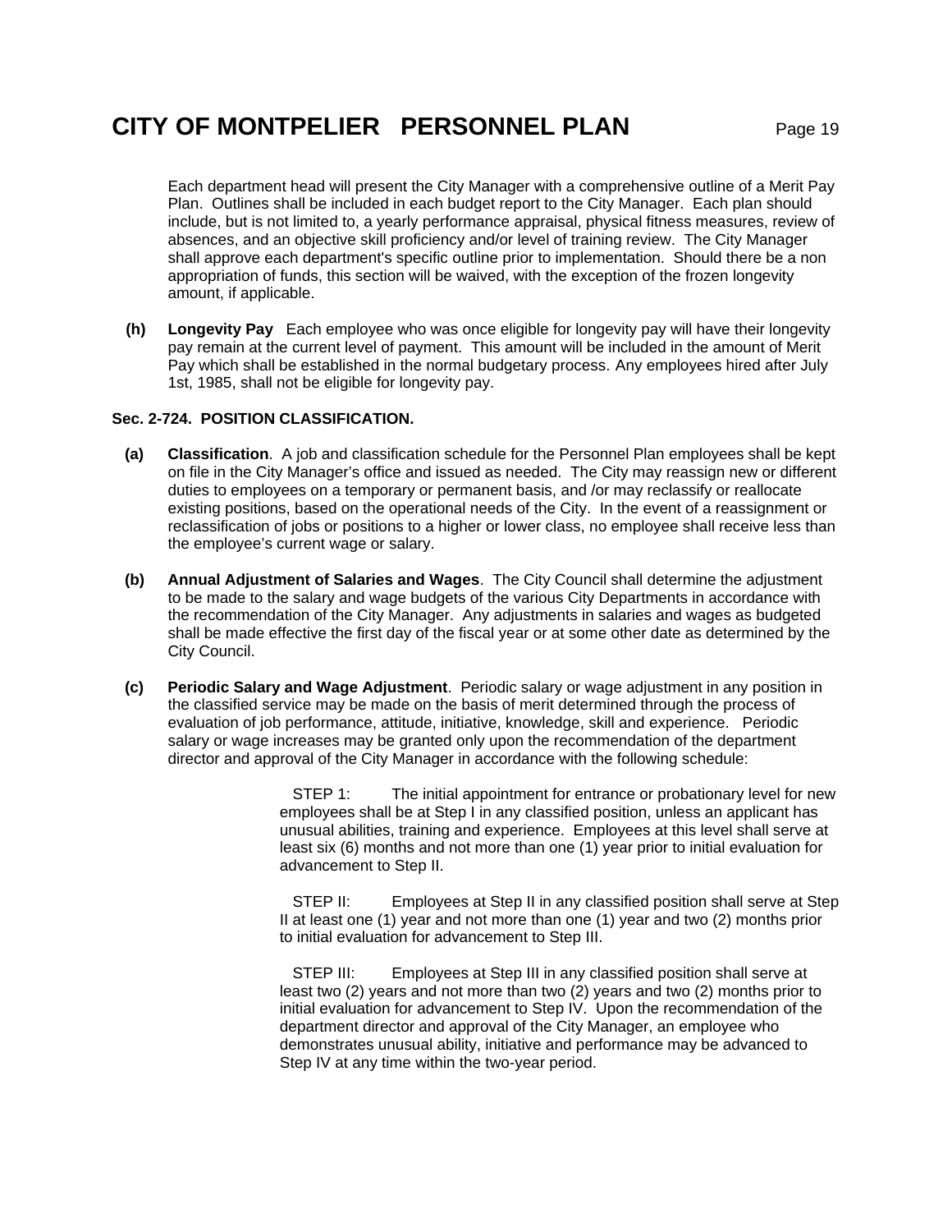Each department head will present the City Manager with a comprehensive outline of a Merit Pay Plan. Outlines shall be included in each budget report to the City Manager. Each plan should include, but is not limited to, a yearly performance appraisal, physical fitness measures, review of absences, and an objective skill proficiency and/or level of training review. The City Manager shall approve each department's specific outline prior to implementation. Should there be a non appropriation of funds, this section will be waived, with the exception of the frozen longevity amount, if applicable.

**(h)** **Longevity Pay** Each employee who was once eligible for longevity pay will have their longevity pay remain at the current level of payment. This amount will be included in the amount of Merit Pay which shall be established in the normal budgetary process. Any employees hired after July 1st, 1985, shall not be eligible for longevity pay.

**Sec. 2-724. POSITION CLASSIFICATION.**

**(a)** **Classification**. A job and classification schedule for the Personnel Plan employees shall be kept on file in the City Manager's office and issued as needed. The City may reassign new or different duties to employees on a temporary or permanent basis, and /or may reclassify or reallocate existing positions, based on the operational needs of the City. In the event of a reassignment or reclassification of jobs or positions to a higher or lower class, no employee shall receive less than the employee's current wage or salary.

**(b)** **Annual Adjustment of Salaries and Wages**. The City Council shall determine the adjustment to be made to the salary and wage budgets of the various City Departments in accordance with the recommendation of the City Manager. Any adjustments in salaries and wages as budgeted shall be made effective the first day of the fiscal year or at some other date as determined by the City Council.

**(c)** **Periodic Salary and Wage Adjustment**. Periodic salary or wage adjustment in any position in the classified service may be made on the basis of merit determined through the process of evaluation of job performance, attitude, initiative, knowledge, skill and experience. Periodic salary or wage increases may be granted only upon the recommendation of the department director and approval of the City Manager in accordance with the following schedule:

STEP 1: The initial appointment for entrance or probationary level for new employees shall be at Step I in any classified position, unless an applicant has unusual abilities, training and experience. Employees at this level shall serve at least six (6) months and not more than one (1) year prior to initial evaluation for advancement to Step II.

STEP II: Employees at Step II in any classified position shall serve at Step II at least one (1) year and not more than one (1) year and two (2) months prior to initial evaluation for advancement to Step III.

STEP III: Employees at Step III in any classified position shall serve at least two (2) years and not more than two (2) years and two (2) months prior to initial evaluation for advancement to Step IV. Upon the recommendation of the department director and approval of the City Manager, an employee who demonstrates unusual ability, initiative and performance may be advanced to Step IV at any time within the two-year period.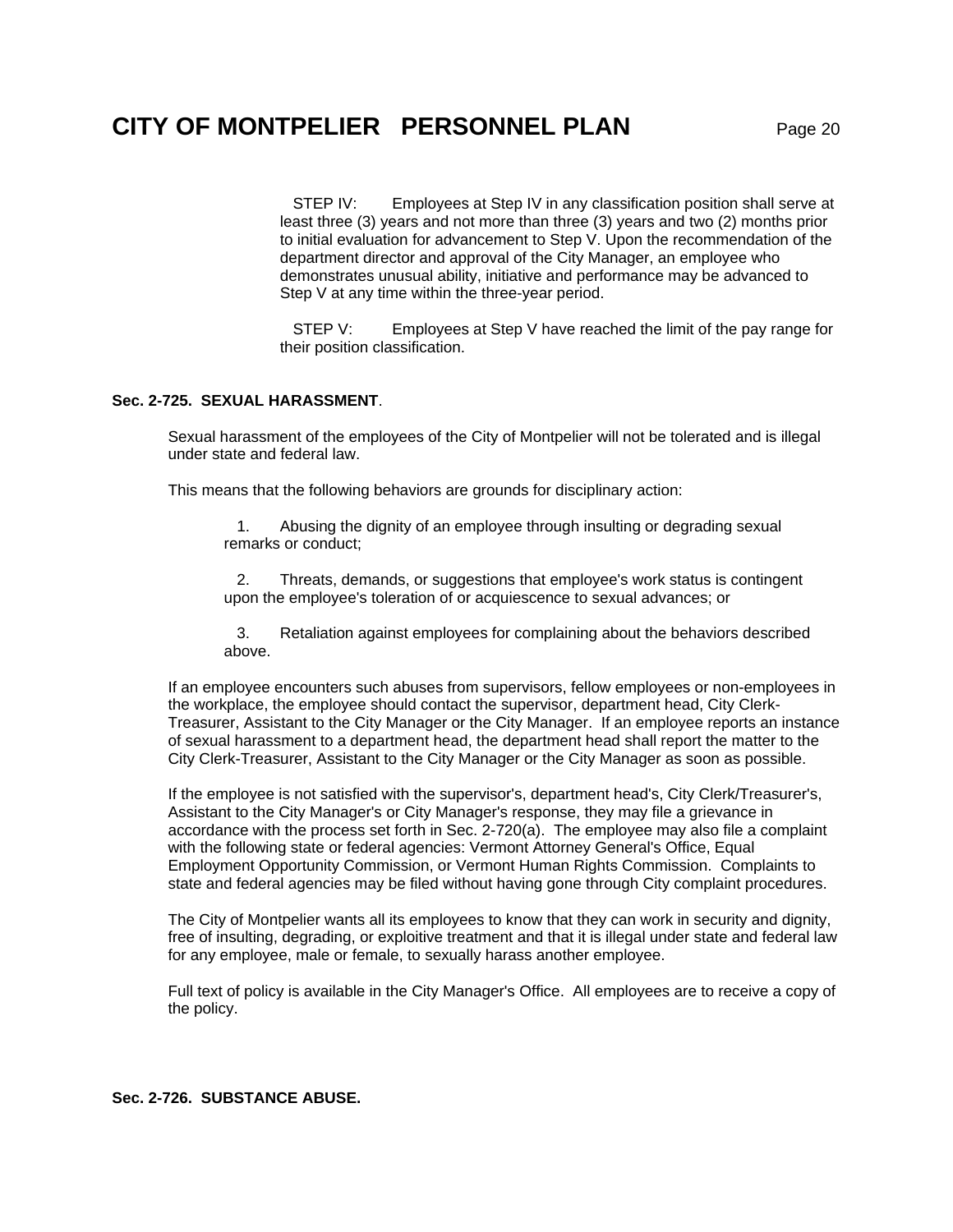STEP IV: Employees at Step IV in any classification position shall serve at least three (3) years and not more than three (3) years and two (2) months prior to initial evaluation for advancement to Step V. Upon the recommendation of the department director and approval of the City Manager, an employee who demonstrates unusual ability, initiative and performance may be advanced to Step V at any time within the three-year period.

STEP V: Employees at Step V have reached the limit of the pay range for their position classification.

**Sec. 2-725. SEXUAL HARASSMENT**.

Sexual harassment of the employees of the City of Montpelier will not be tolerated and is illegal under state and federal law.

This means that the following behaviors are grounds for disciplinary action:

1. Abusing the dignity of an employee through insulting or degrading sexual remarks or conduct;

2. Threats, demands, or suggestions that employee's work status is contingent upon the employee's toleration of or acquiescence to sexual advances; or

3. Retaliation against employees for complaining about the behaviors described above.

If an employee encounters such abuses from supervisors, fellow employees or non-employees in the workplace, the employee should contact the supervisor, department head, City Clerk-Treasurer, Assistant to the City Manager or the City Manager. If an employee reports an instance of sexual harassment to a department head, the department head shall report the matter to the City Clerk-Treasurer, Assistant to the City Manager or the City Manager as soon as possible.

If the employee is not satisfied with the supervisor's, department head's, City Clerk/Treasurer's, Assistant to the City Manager's or City Manager's response, they may file a grievance in accordance with the process set forth in Sec. 2-720(a). The employee may also file a complaint with the following state or federal agencies: Vermont Attorney General's Office, Equal Employment Opportunity Commission, or Vermont Human Rights Commission. Complaints to state and federal agencies may be filed without having gone through City complaint procedures.

The City of Montpelier wants all its employees to know that they can work in security and dignity, free of insulting, degrading, or exploitive treatment and that it is illegal under state and federal law for any employee, male or female, to sexually harass another employee.

Full text of policy is available in the City Manager's Office. All employees are to receive a copy of the policy.

**Sec. 2-726. SUBSTANCE ABUSE.**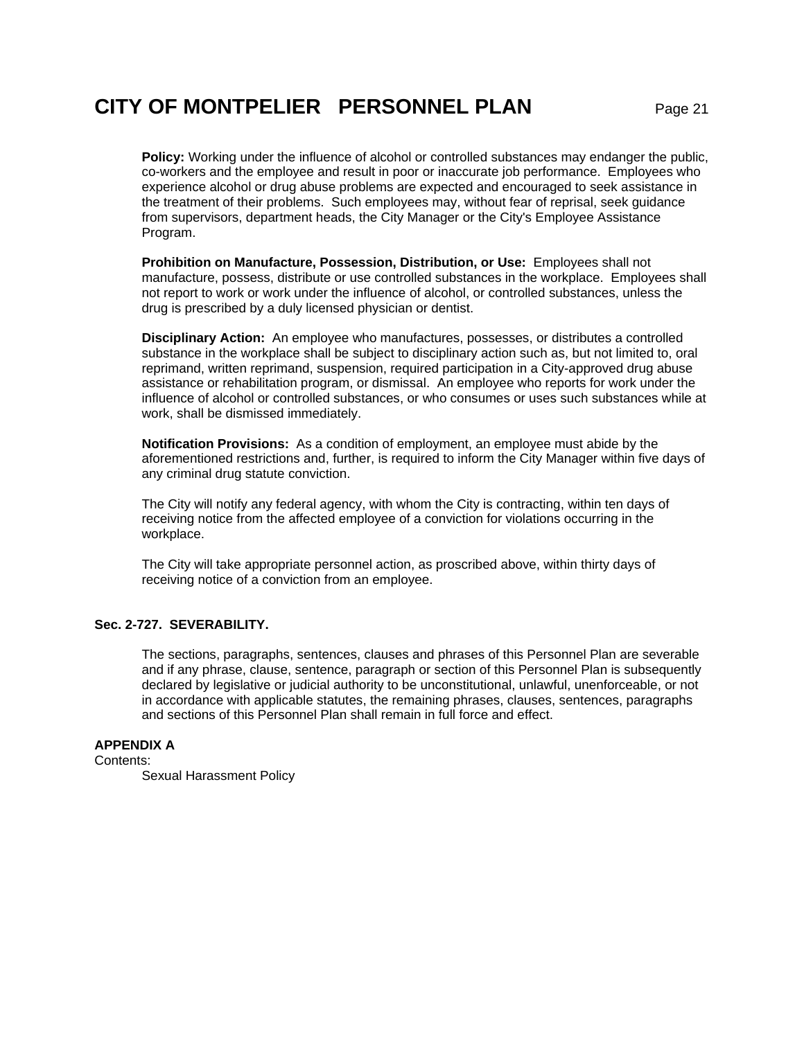**Policy:** Working under the influence of alcohol or controlled substances may endanger the public, co-workers and the employee and result in poor or inaccurate job performance. Employees who experience alcohol or drug abuse problems are expected and encouraged to seek assistance in the treatment of their problems. Such employees may, without fear of reprisal, seek guidance from supervisors, department heads, the City Manager or the City's Employee Assistance Program.

**Prohibition on Manufacture, Possession, Distribution, or Use:** Employees shall not manufacture, possess, distribute or use controlled substances in the workplace. Employees shall not report to work or work under the influence of alcohol, or controlled substances, unless the drug is prescribed by a duly licensed physician or dentist.

**Disciplinary Action:** An employee who manufactures, possesses, or distributes a controlled substance in the workplace shall be subject to disciplinary action such as, but not limited to, oral reprimand, written reprimand, suspension, required participation in a City-approved drug abuse assistance or rehabilitation program, or dismissal. An employee who reports for work under the influence of alcohol or controlled substances, or who consumes or uses such substances while at work, shall be dismissed immediately.

**Notification Provisions:** As a condition of employment, an employee must abide by the aforementioned restrictions and, further, is required to inform the City Manager within five days of any criminal drug statute conviction.

The City will notify any federal agency, with whom the City is contracting, within ten days of receiving notice from the affected employee of a conviction for violations occurring in the workplace.

The City will take appropriate personnel action, as proscribed above, within thirty days of receiving notice of a conviction from an employee.

### Sec. 2-727. SEVERABILITY.

The sections, paragraphs, sentences, clauses and phrases of this Personnel Plan are severable and if any phrase, clause, sentence, paragraph or section of this Personnel Plan is subsequently declared by legislative or judicial authority to be unconstitutional, unlawful, unenforceable, or not in accordance with applicable statutes, the remaining phrases, clauses, sentences, paragraphs and sections of this Personnel Plan shall remain in full force and effect.

**APPENDIX A**

Contents:

Sexual Harassment Policy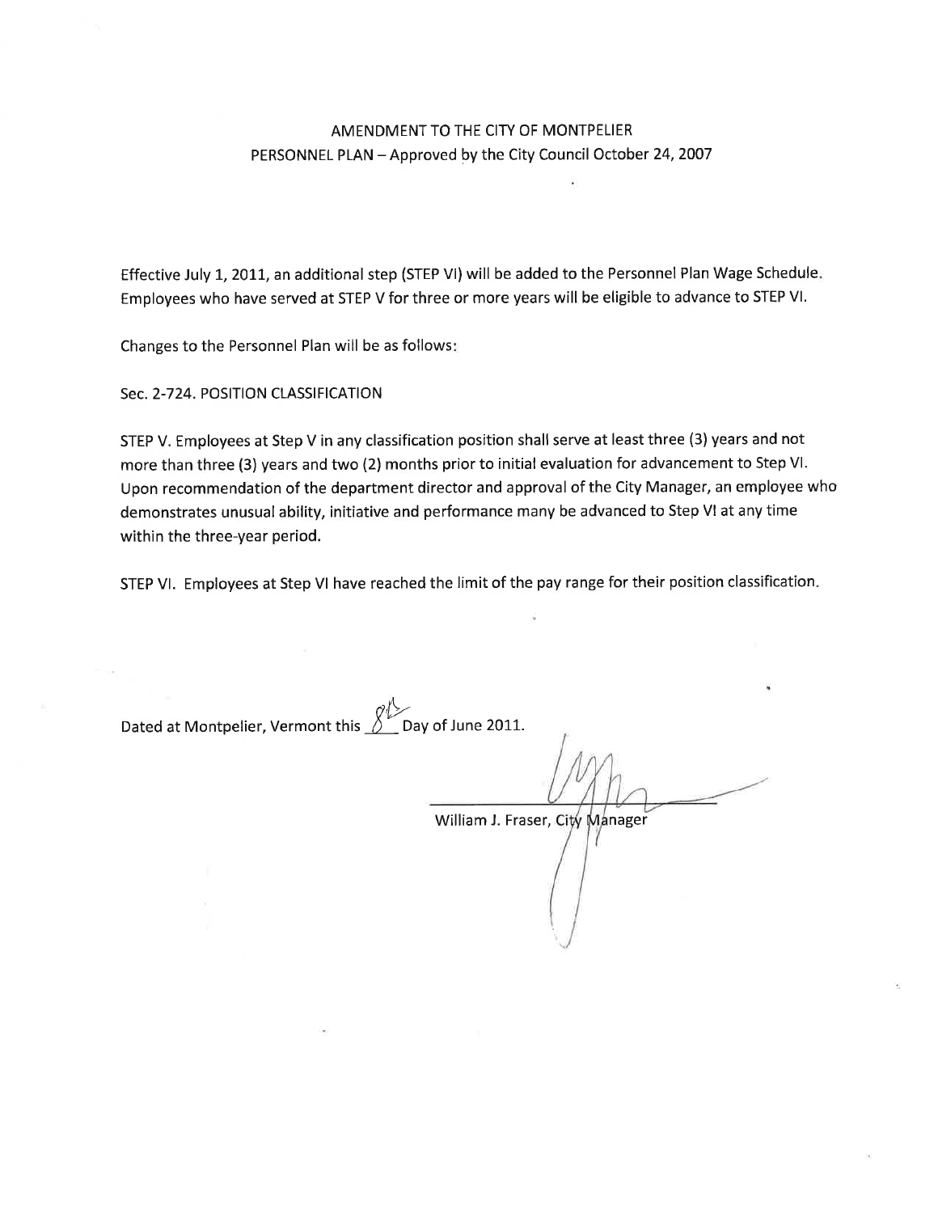AMENDMENT TO THE CITY OF MONTPELIER
PERSONNEL PLAN – Approved by the City Council October 24, 2007

Effective July 1, 2011, an additional step (STEP VI) will be added to the Personnel Plan Wage Schedule. Employees who have served at STEP V for three or more years will be eligible to advance to STEP VI.

Changes to the Personnel Plan will be as follows:

Sec. 2-724. POSITION CLASSIFICATION

STEP V. Employees at Step V in any classification position shall serve at least three (3) years and not more than three (3) years and two (2) months prior to initial evaluation for advancement to Step VI. Upon recommendation of the department director and approval of the City Manager, an employee who demonstrates unusual ability, initiative and performance many be advanced to Step VI at any time within the three-year period.

STEP VI. Employees at Step VI have reached the limit of the pay range for their position classification.

Dated at Montpelier, Vermont this 8th Day of June 2011.

William J. Fraser, City Manager